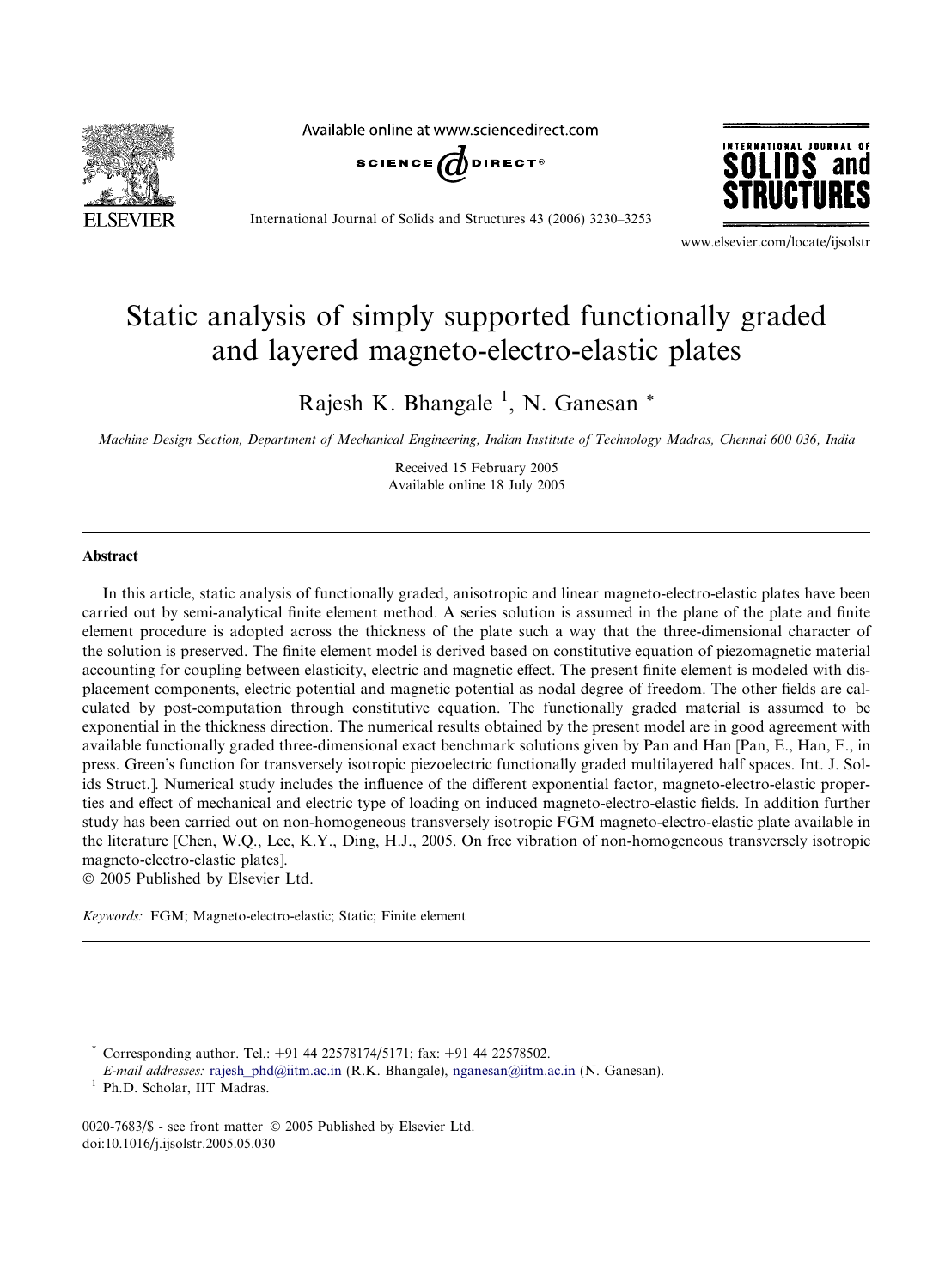# Static analysis of simply supported functionally graded and layered magneto-electro-elastic plates

Rajesh K. Bhangale [1], N. Ganesan *

*Machine Design Section, Department of Mechanical Engineering, Indian Institute of Technology Madras, Chennai 600 036, India*

Received 15 February 2005
Available online 18 July 2005

## Abstract

In this article, static analysis of functionally graded, anisotropic and linear magneto-electro-elastic plates have been carried out by semi-analytical finite element method. A series solution is assumed in the plane of the plate and finite element procedure is adopted across the thickness of the plate such a way that the three-dimensional character of the solution is preserved. The finite element model is derived based on constitutive equation of piezomagnetic material accounting for coupling between elasticity, electric and magnetic effect. The present finite element is modeled with displacement components, electric potential and magnetic potential as nodal degree of freedom. The other fields are calculated by post-computation through constitutive equation. The functionally graded material is assumed to be exponential in the thickness direction. The numerical results obtained by the present model are in good agreement with available functionally graded three-dimensional exact benchmark solutions given by Pan and Han [Pan, E., Han, F., in press. Green's function for transversely isotropic piezoelectric functionally graded multilayered half spaces. Int. J. Solids Struct.]. Numerical study includes the influence of the different exponential factor, magneto-electro-elastic properties and effect of mechanical and electric type of loading on induced magneto-electro-elastic fields. In addition further study has been carried out on non-homogeneous transversely isotropic FGM magneto-electro-elastic plate available in the literature [Chen, W.Q., Lee, K.Y., Ding, H.J., 2005. On free vibration of non-homogeneous transversely isotropic magneto-electro-elastic plates].

© 2005 Published by Elsevier Ltd.

*Keywords:* FGM; Magneto-electro-elastic; Static; Finite element

---

* Corresponding author. Tel.: +91 44 22578174/5171; fax: +91 44 22578502.
*E-mail addresses:* rajesh_phd@iitm.ac.in (R.K. Bhangale), nganesan@iitm.ac.in (N. Ganesan).

[1] Ph.D. Scholar, IIT Madras.

0020-7683/$ - see front matter © 2005 Published by Elsevier Ltd.
doi:10.1016/j.ijsolstr.2005.05.030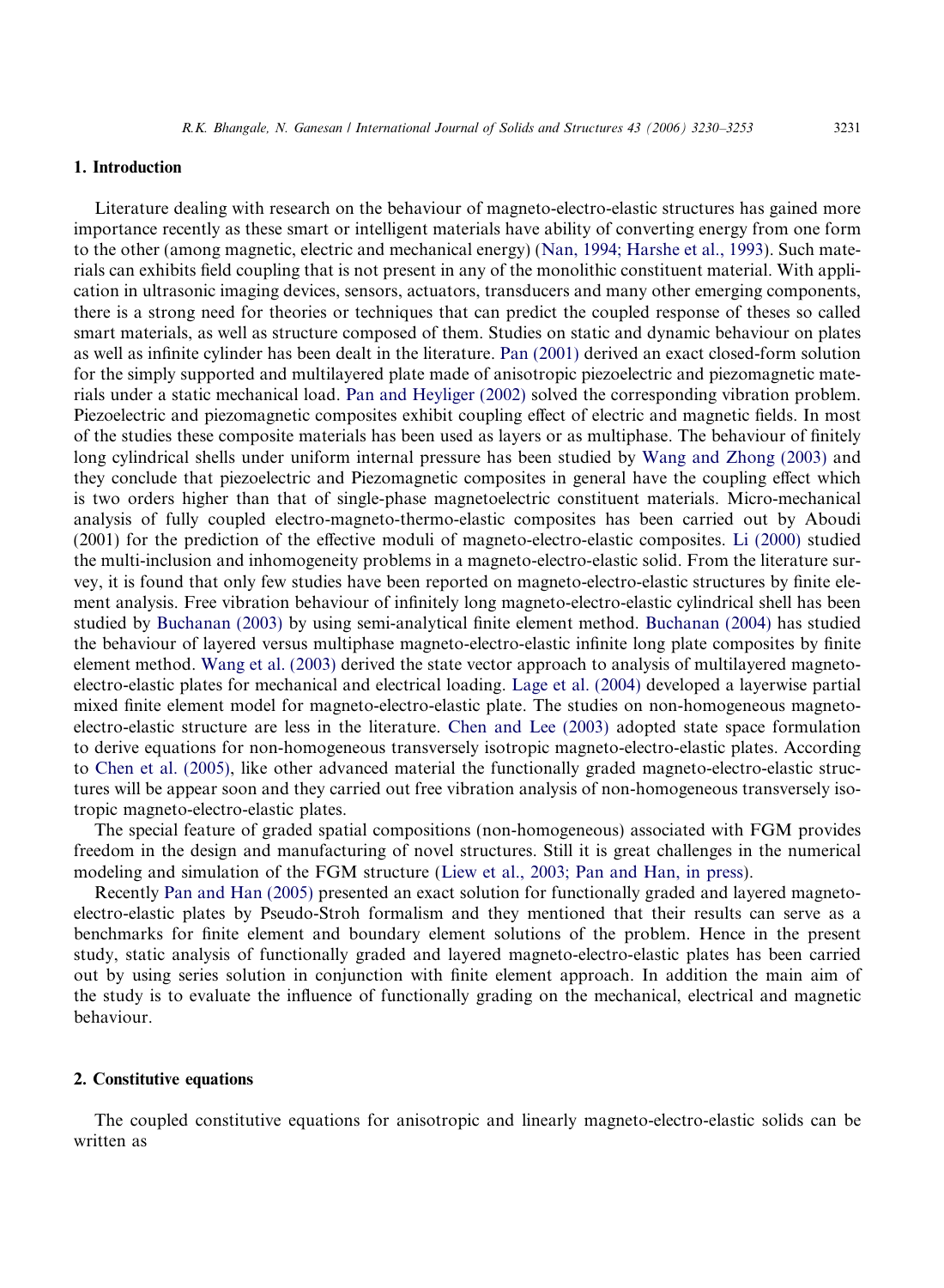## 1. Introduction

Literature dealing with research on the behaviour of magneto-electro-elastic structures has gained more importance recently as these smart or intelligent materials have ability of converting energy from one form to the other (among magnetic, electric and mechanical energy) (Nan, 1994; Harshe et al., 1993). Such materials can exhibits field coupling that is not present in any of the monolithic constituent material. With application in ultrasonic imaging devices, sensors, actuators, transducers and many other emerging components, there is a strong need for theories or techniques that can predict the coupled response of theses so called smart materials, as well as structure composed of them. Studies on static and dynamic behaviour on plates as well as infinite cylinder has been dealt in the literature. Pan (2001) derived an exact closed-form solution for the simply supported and multilayered plate made of anisotropic piezoelectric and piezomagnetic materials under a static mechanical load. Pan and Heyliger (2002) solved the corresponding vibration problem. Piezoelectric and piezomagnetic composites exhibit coupling effect of electric and magnetic fields. In most of the studies these composite materials has been used as layers or as multiphase. The behaviour of finitely long cylindrical shells under uniform internal pressure has been studied by Wang and Zhong (2003) and they conclude that piezoelectric and Piezomagnetic composites in general have the coupling effect which is two orders higher than that of single-phase magnetoelectric constituent materials. Micro-mechanical analysis of fully coupled electro-magneto-thermo-elastic composites has been carried out by Aboudi (2001) for the prediction of the effective moduli of magneto-electro-elastic composites. Li (2000) studied the multi-inclusion and inhomogeneity problems in a magneto-electro-elastic solid. From the literature survey, it is found that only few studies have been reported on magneto-electro-elastic structures by finite element analysis. Free vibration behaviour of infinitely long magneto-electro-elastic cylindrical shell has been studied by Buchanan (2003) by using semi-analytical finite element method. Buchanan (2004) has studied the behaviour of layered versus multiphase magneto-electro-elastic infinite long plate composites by finite element method. Wang et al. (2003) derived the state vector approach to analysis of multilayered magneto-electro-elastic plates for mechanical and electrical loading. Lage et al. (2004) developed a layerwise partial mixed finite element model for magneto-electro-elastic plate. The studies on non-homogeneous magneto-electro-elastic structure are less in the literature. Chen and Lee (2003) adopted state space formulation to derive equations for non-homogeneous transversely isotropic magneto-electro-elastic plates. According to Chen et al. (2005), like other advanced material the functionally graded magneto-electro-elastic structures will be appear soon and they carried out free vibration analysis of non-homogeneous transversely isotropic magneto-electro-elastic plates.

The special feature of graded spatial compositions (non-homogeneous) associated with FGM provides freedom in the design and manufacturing of novel structures. Still it is great challenges in the numerical modeling and simulation of the FGM structure (Liew et al., 2003; Pan and Han, in press).

Recently Pan and Han (2005) presented an exact solution for functionally graded and layered magneto-electro-elastic plates by Pseudo-Stroh formalism and they mentioned that their results can serve as a benchmarks for finite element and boundary element solutions of the problem. Hence in the present study, static analysis of functionally graded and layered magneto-electro-elastic plates has been carried out by using series solution in conjunction with finite element approach. In addition the main aim of the study is to evaluate the influence of functionally grading on the mechanical, electrical and magnetic behaviour.

## 2. Constitutive equations

The coupled constitutive equations for anisotropic and linearly magneto-electro-elastic solids can be written as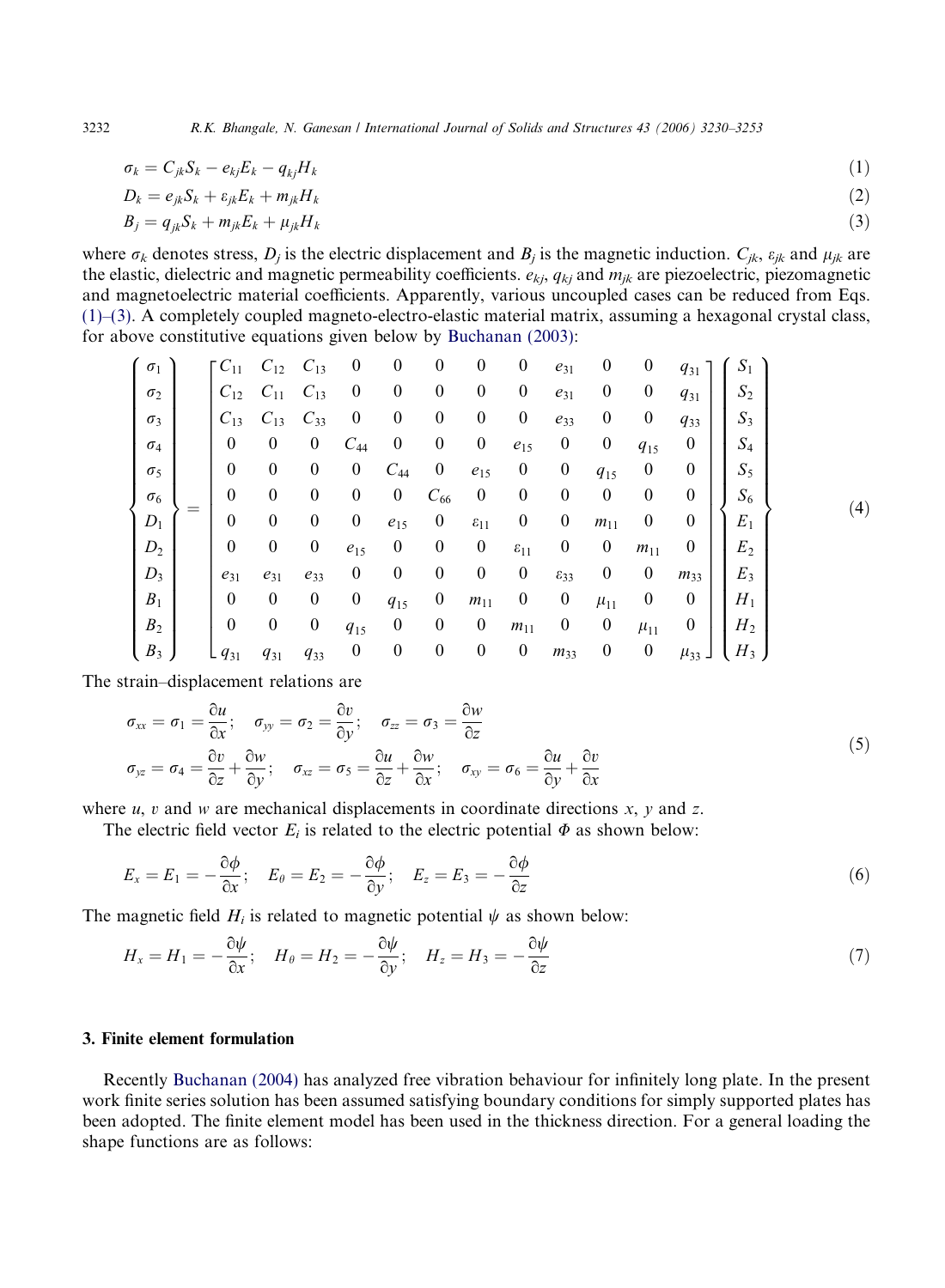$$\sigma_k = C_{jk}S_k - e_{kj}E_k - q_{kj}H_k \tag{1}$$

$$D_k = e_{jk}S_k + \varepsilon_{jk}E_k + m_{jk}H_k \tag{2}$$

$$B_j = q_{jk}S_k + m_{jk}E_k + \mu_{jk}H_k \tag{3}$$

where $\sigma_k$ denotes stress, $D_j$ is the electric displacement and $B_j$ is the magnetic induction. $C_{jk}$, $\varepsilon_{jk}$ and $\mu_{jk}$ are the elastic, dielectric and magnetic permeability coefficients. $e_{kj}$, $q_{kj}$ and $m_{jk}$ are piezoelectric, piezomagnetic and magnetoelectric material coefficients. Apparently, various uncoupled cases can be reduced from Eqs. (1)–(3). A completely coupled magneto-electro-elastic material matrix, assuming a hexagonal crystal class, for above constitutive equations given below by Buchanan (2003):

$$\begin{Bmatrix} \sigma_1 \\ \sigma_2 \\ \sigma_3 \\ \sigma_4 \\ \sigma_5 \\ \sigma_6 \\ D_1 \\ D_2 \\ D_3 \\ B_1 \\ B_2 \\ B_3 \end{Bmatrix} = \begin{bmatrix} C_{11} & C_{12} & C_{13} & 0 & 0 & 0 & 0 & 0 & e_{31} & 0 & 0 & q_{31} \\ C_{12} & C_{11} & C_{13} & 0 & 0 & 0 & 0 & 0 & e_{31} & 0 & 0 & q_{31} \\ C_{13} & C_{13} & C_{33} & 0 & 0 & 0 & 0 & 0 & e_{33} & 0 & 0 & q_{33} \\ 0 & 0 & 0 & C_{44} & 0 & 0 & 0 & e_{15} & 0 & 0 & q_{15} & 0 \\ 0 & 0 & 0 & 0 & C_{44} & 0 & e_{15} & 0 & 0 & q_{15} & 0 & 0 \\ 0 & 0 & 0 & 0 & 0 & C_{66} & 0 & 0 & 0 & 0 & 0 & 0 \\ 0 & 0 & 0 & 0 & e_{15} & 0 & \varepsilon_{11} & 0 & 0 & m_{11} & 0 & 0 \\ 0 & 0 & 0 & e_{15} & 0 & 0 & 0 & \varepsilon_{11} & 0 & 0 & m_{11} & 0 \\ e_{31} & e_{31} & e_{33} & 0 & 0 & 0 & 0 & 0 & \varepsilon_{33} & 0 & 0 & m_{33} \\ 0 & 0 & 0 & 0 & q_{15} & 0 & m_{11} & 0 & 0 & \mu_{11} & 0 & 0 \\ 0 & 0 & 0 & q_{15} & 0 & 0 & 0 & m_{11} & 0 & 0 & \mu_{11} & 0 \\ q_{31} & q_{31} & q_{33} & 0 & 0 & 0 & 0 & 0 & m_{33} & 0 & 0 & \mu_{33} \end{bmatrix} \begin{Bmatrix} S_1 \\ S_2 \\ S_3 \\ S_4 \\ S_5 \\ S_6 \\ E_1 \\ E_2 \\ E_3 \\ H_1 \\ H_2 \\ H_3 \end{Bmatrix} \tag{4}$$

The strain–displacement relations are

$$\begin{aligned} &\sigma_{xx} = \sigma_1 = \frac{\partial u}{\partial x}; \quad \sigma_{yy} = \sigma_2 = \frac{\partial v}{\partial y}; \quad \sigma_{zz} = \sigma_3 = \frac{\partial w}{\partial z} \\ &\sigma_{yz} = \sigma_4 = \frac{\partial v}{\partial z} + \frac{\partial w}{\partial y}; \quad \sigma_{xz} = \sigma_5 = \frac{\partial u}{\partial z} + \frac{\partial w}{\partial x}; \quad \sigma_{xy} = \sigma_6 = \frac{\partial u}{\partial y} + \frac{\partial v}{\partial x} \end{aligned} \tag{5}$$

where $u$, $v$ and $w$ are mechanical displacements in coordinate directions $x$, $y$ and $z$.

The electric field vector $E_i$ is related to the electric potential $\Phi$ as shown below:

$$E_x = E_1 = -\frac{\partial \phi}{\partial x}; \quad E_\theta = E_2 = -\frac{\partial \phi}{\partial y}; \quad E_z = E_3 = -\frac{\partial \phi}{\partial z} \tag{6}$$

The magnetic field $H_i$ is related to magnetic potential $\psi$ as shown below:

$$H_x = H_1 = -\frac{\partial \psi}{\partial x}; \quad H_\theta = H_2 = -\frac{\partial \psi}{\partial y}; \quad H_z = H_3 = -\frac{\partial \psi}{\partial z} \tag{7}$$

## 3. Finite element formulation

Recently Buchanan (2004) has analyzed free vibration behaviour for infinitely long plate. In the present work finite series solution has been assumed satisfying boundary conditions for simply supported plates has been adopted. The finite element model has been used in the thickness direction. For a general loading the shape functions are as follows: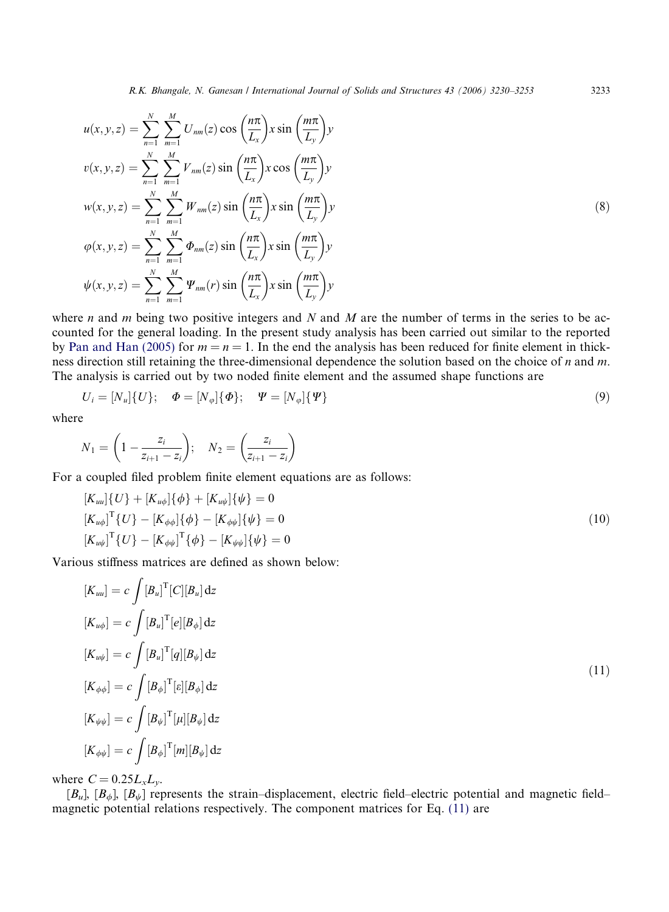$$
\begin{aligned}
u(x,y,z) &= \sum_{n=1}^{N}\sum_{m=1}^{M} U_{nm}(z)\cos\left(\frac{n\pi}{L_x}\right)x\sin\left(\frac{m\pi}{L_y}\right)y \\
v(x,y,z) &= \sum_{n=1}^{N}\sum_{m=1}^{M} V_{nm}(z)\sin\left(\frac{n\pi}{L_x}\right)x\cos\left(\frac{m\pi}{L_y}\right)y \\
w(x,y,z) &= \sum_{n=1}^{N}\sum_{m=1}^{M} W_{nm}(z)\sin\left(\frac{n\pi}{L_x}\right)x\sin\left(\frac{m\pi}{L_y}\right)y \\
\varphi(x,y,z) &= \sum_{n=1}^{N}\sum_{m=1}^{M} \Phi_{nm}(z)\sin\left(\frac{n\pi}{L_x}\right)x\sin\left(\frac{m\pi}{L_y}\right)y \\
\psi(x,y,z) &= \sum_{n=1}^{N}\sum_{m=1}^{M} \Psi_{nm}(r)\sin\left(\frac{n\pi}{L_x}\right)x\sin\left(\frac{m\pi}{L_y}\right)y
\end{aligned}
\tag{8}
$$

where $n$ and $m$ being two positive integers and $N$ and $M$ are the number of terms in the series to be accounted for the general loading. In the present study analysis has been carried out similar to the reported by Pan and Han (2005) for $m = n = 1$. In the end the analysis has been reduced for finite element in thickness direction still retaining the three-dimensional dependence the solution based on the choice of $n$ and $m$. The analysis is carried out by two noded finite element and the assumed shape functions are

$$
U_i = [N_u]\{U\}; \quad \Phi = [N_\varphi]\{\Phi\}; \quad \Psi = [N_\varphi]\{\Psi\} \tag{9}
$$

where

$$
N_1 = \left(1 - \frac{z_i}{z_{i+1} - z_i}\right); \quad N_2 = \left(\frac{z_i}{z_{i+1} - z_i}\right)
$$

For a coupled filed problem finite element equations are as follows:

$$
\begin{aligned}
&[K_{uu}]\{U\} + [K_{u\phi}]\{\phi\} + [K_{u\psi}]\{\psi\} = 0 \\
&[K_{u\phi}]^{\mathrm{T}}\{U\} - [K_{\phi\phi}]\{\phi\} - [K_{\phi\psi}]\{\psi\} = 0 \\
&[K_{u\psi}]^{\mathrm{T}}\{U\} - [K_{\phi\psi}]^{\mathrm{T}}\{\phi\} - [K_{\psi\psi}]\{\psi\} = 0
\end{aligned}
\tag{10}
$$

Various stiffness matrices are defined as shown below:

$$
\begin{aligned}
[K_{uu}] &= c\int [B_u]^{\mathrm{T}}[C][B_u]\,\mathrm{d}z \\
[K_{u\phi}] &= c\int [B_u]^{\mathrm{T}}[e][B_\phi]\,\mathrm{d}z \\
[K_{u\psi}] &= c\int [B_u]^{\mathrm{T}}[q][B_\psi]\,\mathrm{d}z \\
[K_{\phi\phi}] &= c\int [B_\phi]^{\mathrm{T}}[\varepsilon][B_\phi]\,\mathrm{d}z \\
[K_{\psi\psi}] &= c\int [B_\psi]^{\mathrm{T}}[\mu][B_\psi]\,\mathrm{d}z \\
[K_{\phi\psi}] &= c\int [B_\phi]^{\mathrm{T}}[m][B_\psi]\,\mathrm{d}z
\end{aligned}
\tag{11}
$$

where $C = 0.25 L_x L_y$.

$[B_u]$, $[B_\phi]$, $[B_\psi]$ represents the strain–displacement, electric field–electric potential and magnetic field–magnetic potential relations respectively. The component matrices for Eq. (11) are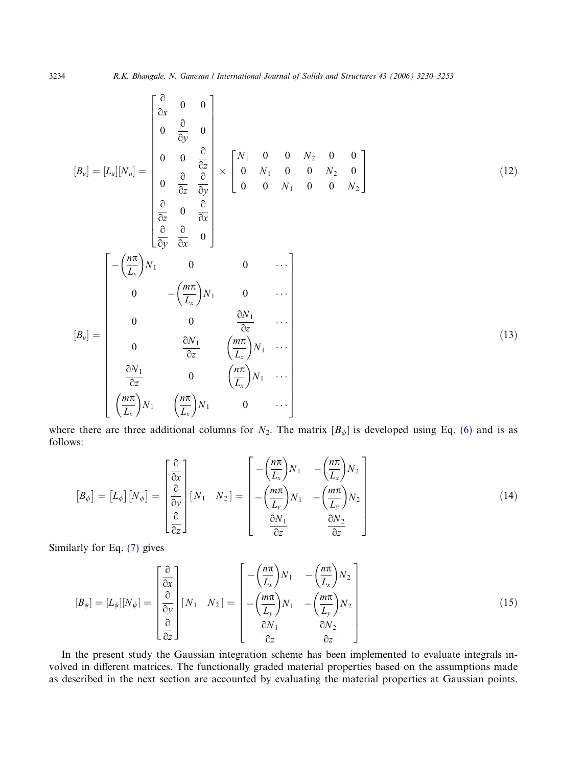$$[B_u] = [L_u][N_u] = \begin{bmatrix} \frac{\partial}{\partial x} & 0 & 0 \\ 0 & \frac{\partial}{\partial y} & 0 \\ 0 & 0 & \frac{\partial}{\partial z} \\ 0 & \frac{\partial}{\partial z} & \frac{\partial}{\partial y} \\ \frac{\partial}{\partial z} & 0 & \frac{\partial}{\partial x} \\ \frac{\partial}{\partial y} & \frac{\partial}{\partial x} & 0 \end{bmatrix} \times \begin{bmatrix} N_1 & 0 & 0 & N_2 & 0 & 0 \\ 0 & N_1 & 0 & 0 & N_2 & 0 \\ 0 & 0 & N_1 & 0 & 0 & N_2 \end{bmatrix} \tag{12}$$

$$[B_u] = \begin{bmatrix} -\left(\frac{n\pi}{L_x}\right)N_1 & 0 & 0 & \cdots \\ 0 & -\left(\frac{m\pi}{L_x}\right)N_1 & 0 & \cdots \\ 0 & 0 & \frac{\partial N_1}{\partial z} & \cdots \\ 0 & \frac{\partial N_1}{\partial z} & \left(\frac{m\pi}{L_x}\right)N_1 & \cdots \\ \frac{\partial N_1}{\partial z} & 0 & \left(\frac{n\pi}{L_x}\right)N_1 & \cdots \\ \left(\frac{m\pi}{L_x}\right)N_1 & \left(\frac{n\pi}{L_x}\right)N_1 & 0 & \cdots \end{bmatrix} \tag{13}$$

where there are three additional columns for $N_2$. The matrix $[B_\phi]$ is developed using Eq. (6) and is as follows:

$$[B_\phi] = [L_\phi][N_\phi] = \begin{bmatrix} \frac{\partial}{\partial x} \\ \frac{\partial}{\partial y} \\ \frac{\partial}{\partial z} \end{bmatrix} [N_1 \quad N_2] = \begin{bmatrix} -\left(\frac{n\pi}{L_x}\right)N_1 & -\left(\frac{n\pi}{L_x}\right)N_2 \\ -\left(\frac{m\pi}{L_y}\right)N_1 & -\left(\frac{m\pi}{L_y}\right)N_2 \\ \frac{\partial N_1}{\partial z} & \frac{\partial N_2}{\partial z} \end{bmatrix} \tag{14}$$

Similarly for Eq. (7) gives

$$[B_\psi] = [L_\psi][N_\psi] = \begin{bmatrix} \frac{\partial}{\partial x} \\ \frac{\partial}{\partial y} \\ \frac{\partial}{\partial z} \end{bmatrix} [N_1 \quad N_2] = \begin{bmatrix} -\left(\frac{n\pi}{L_x}\right)N_1 & -\left(\frac{n\pi}{L_x}\right)N_2 \\ -\left(\frac{m\pi}{L_y}\right)N_1 & -\left(\frac{m\pi}{L_y}\right)N_2 \\ \frac{\partial N_1}{\partial z} & \frac{\partial N_2}{\partial z} \end{bmatrix} \tag{15}$$

In the present study the Gaussian integration scheme has been implemented to evaluate integrals involved in different matrices. The functionally graded material properties based on the assumptions made as described in the next section are accounted by evaluating the material properties at Gaussian points.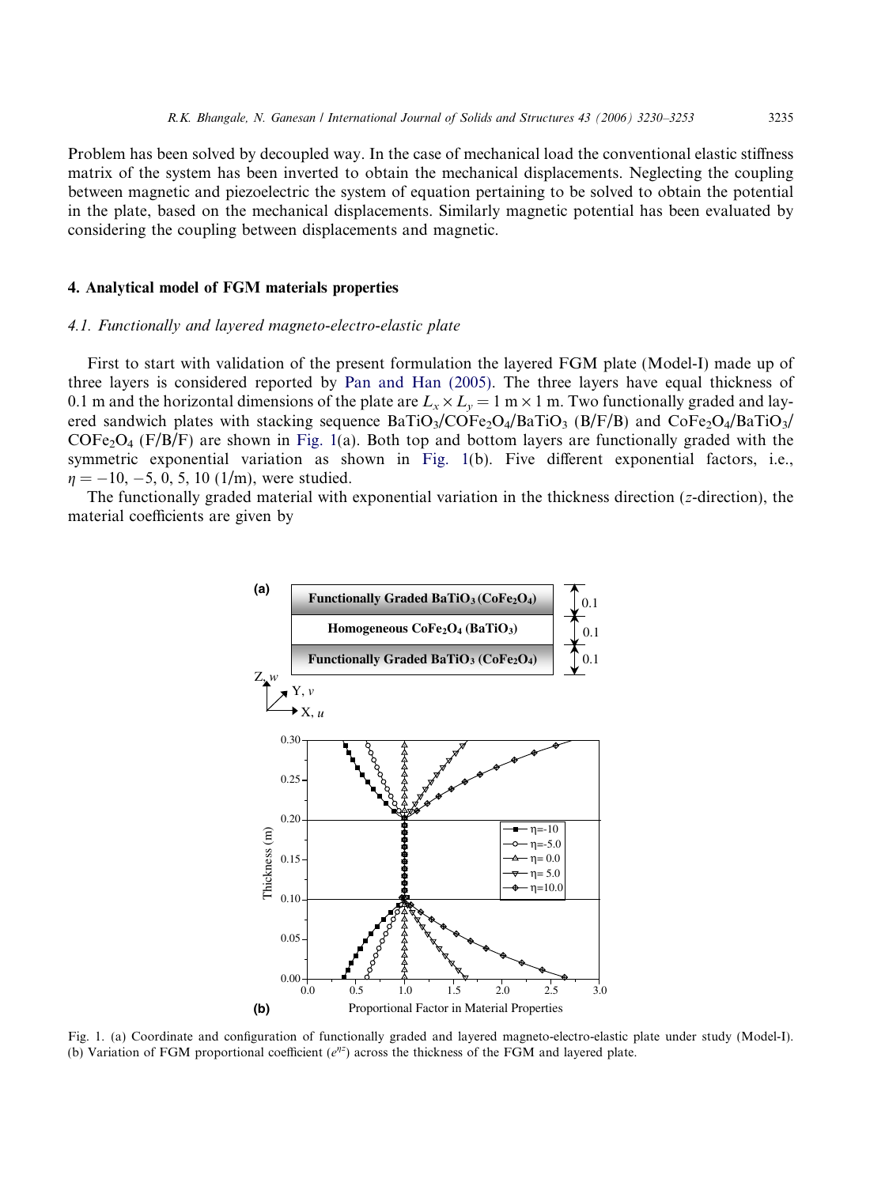Problem has been solved by decoupled way. In the case of mechanical load the conventional elastic stiffness matrix of the system has been inverted to obtain the mechanical displacements. Neglecting the coupling between magnetic and piezoelectric the system of equation pertaining to be solved to obtain the potential in the plate, based on the mechanical displacements. Similarly magnetic potential has been evaluated by considering the coupling between displacements and magnetic.

## 4. Analytical model of FGM materials properties

### 4.1. Functionally and layered magneto-electro-elastic plate

First to start with validation of the present formulation the layered FGM plate (Model-I) made up of three layers is considered reported by Pan and Han (2005). The three layers have equal thickness of 0.1 m and the horizontal dimensions of the plate are $L_x \times L_y = 1\ \text{m} \times 1\ \text{m}$. Two functionally graded and layered sandwich plates with stacking sequence $BaTiO_3/COFe_2O_4/BaTiO_3$ (B/F/B) and $CoFe_2O_4/BaTiO_3/COFe_2O_4$ (F/B/F) are shown in Fig. 1(a). Both top and bottom layers are functionally graded with the symmetric exponential variation as shown in Fig. 1(b). Five different exponential factors, i.e., $\eta = -10, -5, 0, 5, 10$ (1/m), were studied.

The functionally graded material with exponential variation in the thickness direction (*z*-direction), the material coefficients are given by

Fig. 1. (a) Coordinate and configuration of functionally graded and layered magneto-electro-elastic plate under study (Model-I). (b) Variation of FGM proportional coefficient ($e^{\eta z}$) across the thickness of the FGM and layered plate.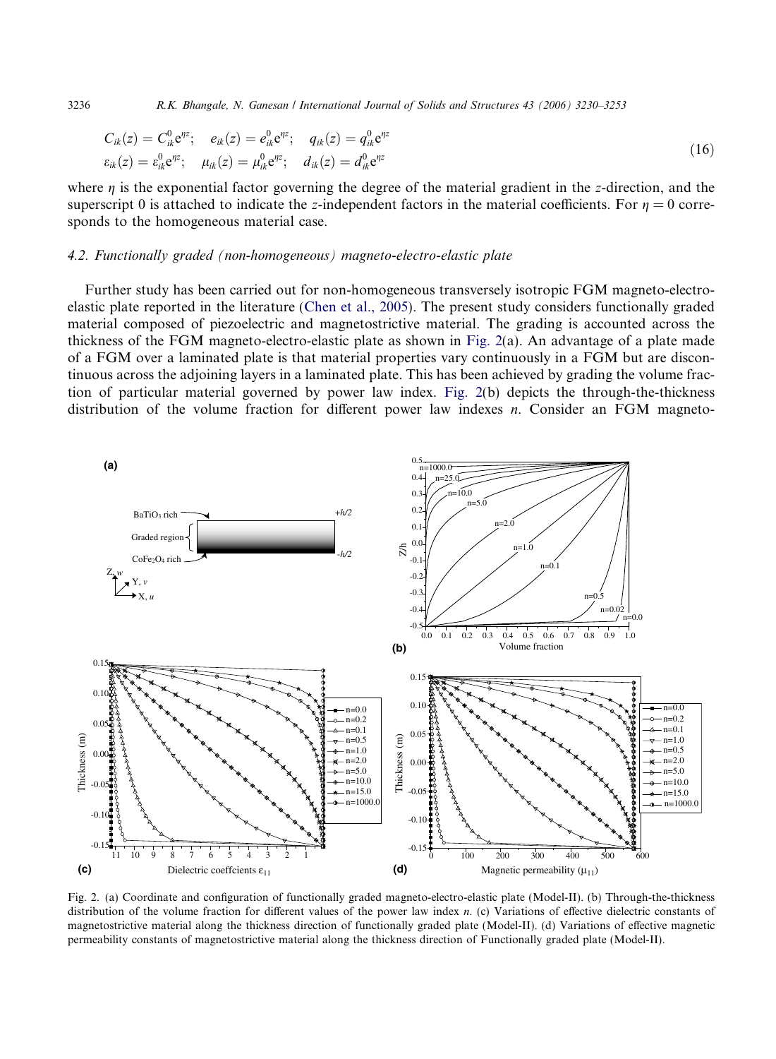$$
\begin{aligned}
C_{ik}(z) &= C_{ik}^0 e^{\eta z}; \quad e_{ik}(z) = e_{ik}^0 e^{\eta z}; \quad q_{ik}(z) = q_{ik}^0 e^{\eta z} \\
\varepsilon_{ik}(z) &= \varepsilon_{ik}^0 e^{\eta z}; \quad \mu_{ik}(z) = \mu_{ik}^0 e^{\eta z}; \quad d_{ik}(z) = d_{ik}^0 e^{\eta z}
\end{aligned}
\tag{16}
$$

where $\eta$ is the exponential factor governing the degree of the material gradient in the $z$-direction, and the superscript 0 is attached to indicate the $z$-independent factors in the material coefficients. For $\eta = 0$ corresponds to the homogeneous material case.

### 4.2. Functionally graded (non-homogeneous) magneto-electro-elastic plate

Further study has been carried out for non-homogeneous transversely isotropic FGM magneto-electro-elastic plate reported in the literature (Chen et al., 2005). The present study considers functionally graded material composed of piezoelectric and magnetostrictive material. The grading is accounted across the thickness of the FGM magneto-electro-elastic plate as shown in Fig. 2(a). An advantage of a plate made of a FGM over a laminated plate is that material properties vary continuously in a FGM but are discontinuous across the adjoining layers in a laminated plate. This has been achieved by grading the volume fraction of particular material governed by power law index. Fig. 2(b) depicts the through-the-thickness distribution of the volume fraction for different power law indexes $n$. Consider an FGM magneto-

Fig. 2. (a) Coordinate and configuration of functionally graded magneto-electro-elastic plate (Model-II). (b) Through-the-thickness distribution of the volume fraction for different values of the power law index $n$. (c) Variations of effective dielectric constants of magnetostrictive material along the thickness direction of functionally graded plate (Model-II). (d) Variations of effective magnetic permeability constants of magnetostrictive material along the thickness direction of Functionally graded plate (Model-II).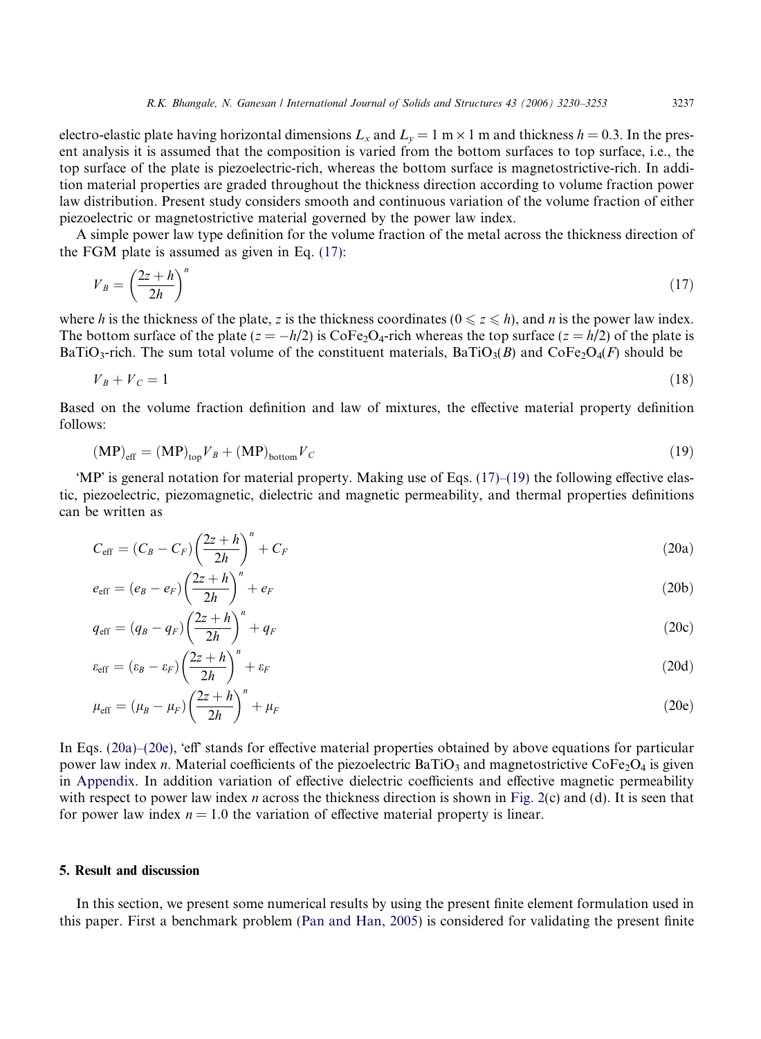electro-elastic plate having horizontal dimensions $L_x$ and $L_y = 1$ m × 1 m and thickness $h = 0.3$. In the present analysis it is assumed that the composition is varied from the bottom surfaces to top surface, i.e., the top surface of the plate is piezoelectric-rich, whereas the bottom surface is magnetostrictive-rich. In addition material properties are graded throughout the thickness direction according to volume fraction power law distribution. Present study considers smooth and continuous variation of the volume fraction of either piezoelectric or magnetostrictive material governed by the power law index.

A simple power law type definition for the volume fraction of the metal across the thickness direction of the FGM plate is assumed as given in Eq. (17):

$$V_B = \left(\frac{2z + h}{2h}\right)^n \tag{17}$$

where $h$ is the thickness of the plate, $z$ is the thickness coordinates ($0 \leqslant z \leqslant h$), and $n$ is the power law index. The bottom surface of the plate ($z = -h/2$) is $CoFe_2O_4$-rich whereas the top surface ($z = h/2$) of the plate is $BaTiO_3$-rich. The sum total volume of the constituent materials, $BaTiO_3(B)$ and $CoFe_2O_4(F)$ should be

$$V_B + V_C = 1 \tag{18}$$

Based on the volume fraction definition and law of mixtures, the effective material property definition follows:

$$(\mathrm{MP})_{\mathrm{eff}} = (\mathrm{MP})_{\mathrm{top}} V_B + (\mathrm{MP})_{\mathrm{bottom}} V_C \tag{19}$$

'MP' is general notation for material property. Making use of Eqs. (17)–(19) the following effective elastic, piezoelectric, piezomagnetic, dielectric and magnetic permeability, and thermal properties definitions can be written as

$$C_{\mathrm{eff}} = (C_B - C_F)\left(\frac{2z + h}{2h}\right)^n + C_F \tag{20a}$$

$$e_{\mathrm{eff}} = (e_B - e_F)\left(\frac{2z + h}{2h}\right)^n + e_F \tag{20b}$$

$$q_{\mathrm{eff}} = (q_B - q_F)\left(\frac{2z + h}{2h}\right)^n + q_F \tag{20c}$$

$$\varepsilon_{\mathrm{eff}} = (\varepsilon_B - \varepsilon_F)\left(\frac{2z + h}{2h}\right)^n + \varepsilon_F \tag{20d}$$

$$\mu_{\mathrm{eff}} = (\mu_B - \mu_F)\left(\frac{2z + h}{2h}\right)^n + \mu_F \tag{20e}$$

In Eqs. (20a)–(20e), 'eff' stands for effective material properties obtained by above equations for particular power law index $n$. Material coefficients of the piezoelectric $BaTiO_3$ and magnetostrictive $CoFe_2O_4$ is given in Appendix. In addition variation of effective dielectric coefficients and effective magnetic permeability with respect to power law index $n$ across the thickness direction is shown in Fig. 2(c) and (d). It is seen that for power law index $n = 1.0$ the variation of effective material property is linear.

## 5. Result and discussion

In this section, we present some numerical results by using the present finite element formulation used in this paper. First a benchmark problem (Pan and Han, 2005) is considered for validating the present finite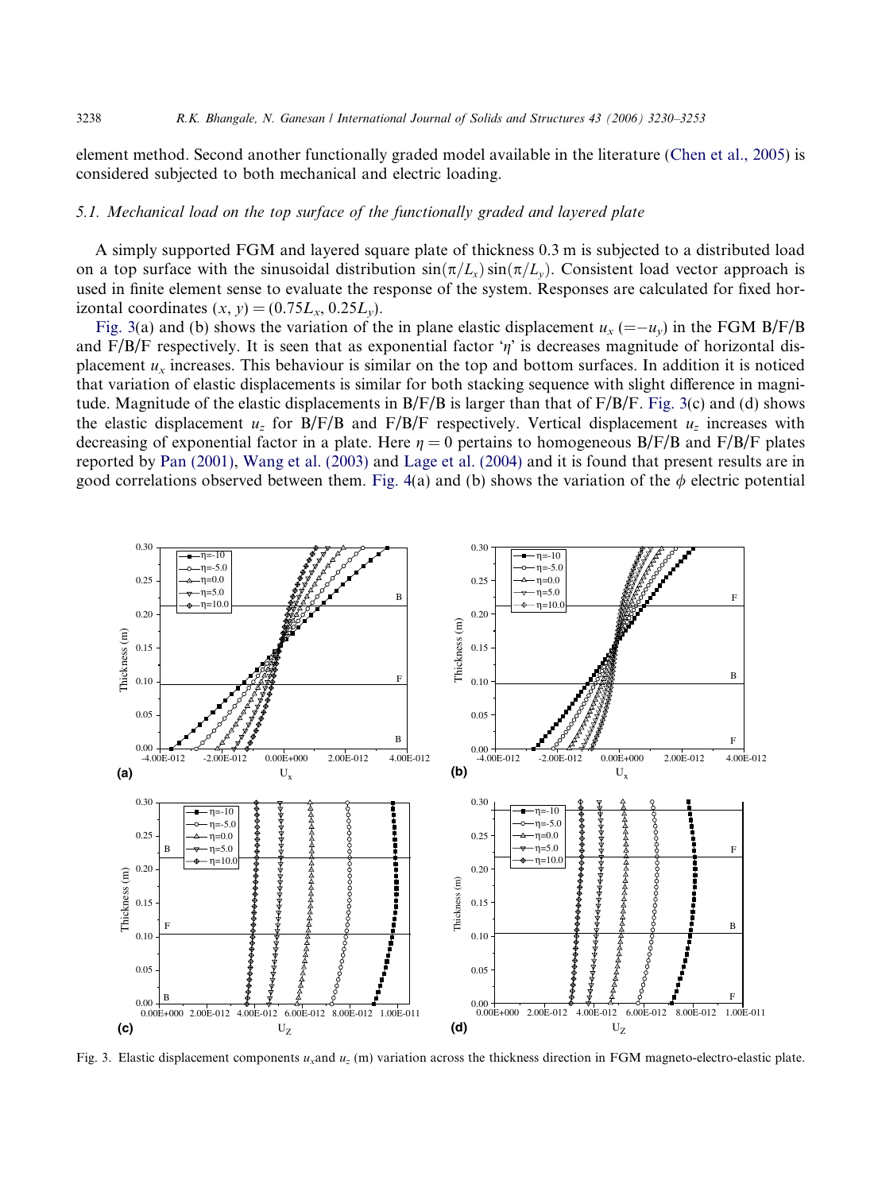element method. Second another functionally graded model available in the literature (Chen et al., 2005) is considered subjected to both mechanical and electric loading.

### 5.1. Mechanical load on the top surface of the functionally graded and layered plate

A simply supported FGM and layered square plate of thickness 0.3 m is subjected to a distributed load on a top surface with the sinusoidal distribution $\sin(\pi/L_x)\sin(\pi/L_y)$. Consistent load vector approach is used in finite element sense to evaluate the response of the system. Responses are calculated for fixed horizontal coordinates $(x, y) = (0.75L_x, 0.25L_y)$.

Fig. 3(a) and (b) shows the variation of the in plane elastic displacement $u_x$ $(=-u_y)$ in the FGM B/F/B and F/B/F respectively. It is seen that as exponential factor '$\eta$' is decreases magnitude of horizontal displacement $u_x$ increases. This behaviour is similar on the top and bottom surfaces. In addition it is noticed that variation of elastic displacements is similar for both stacking sequence with slight difference in magnitude. Magnitude of the elastic displacements in B/F/B is larger than that of F/B/F. Fig. 3(c) and (d) shows the elastic displacement $u_z$ for B/F/B and F/B/F respectively. Vertical displacement $u_z$ increases with decreasing of exponential factor in a plate. Here $\eta = 0$ pertains to homogeneous B/F/B and F/B/F plates reported by Pan (2001), Wang et al. (2003) and Lage et al. (2004) and it is found that present results are in good correlations observed between them. Fig. 4(a) and (b) shows the variation of the $\phi$ electric potential

Fig. 3. Elastic displacement components $u_x$and $u_z$ (m) variation across the thickness direction in FGM magneto-electro-elastic plate.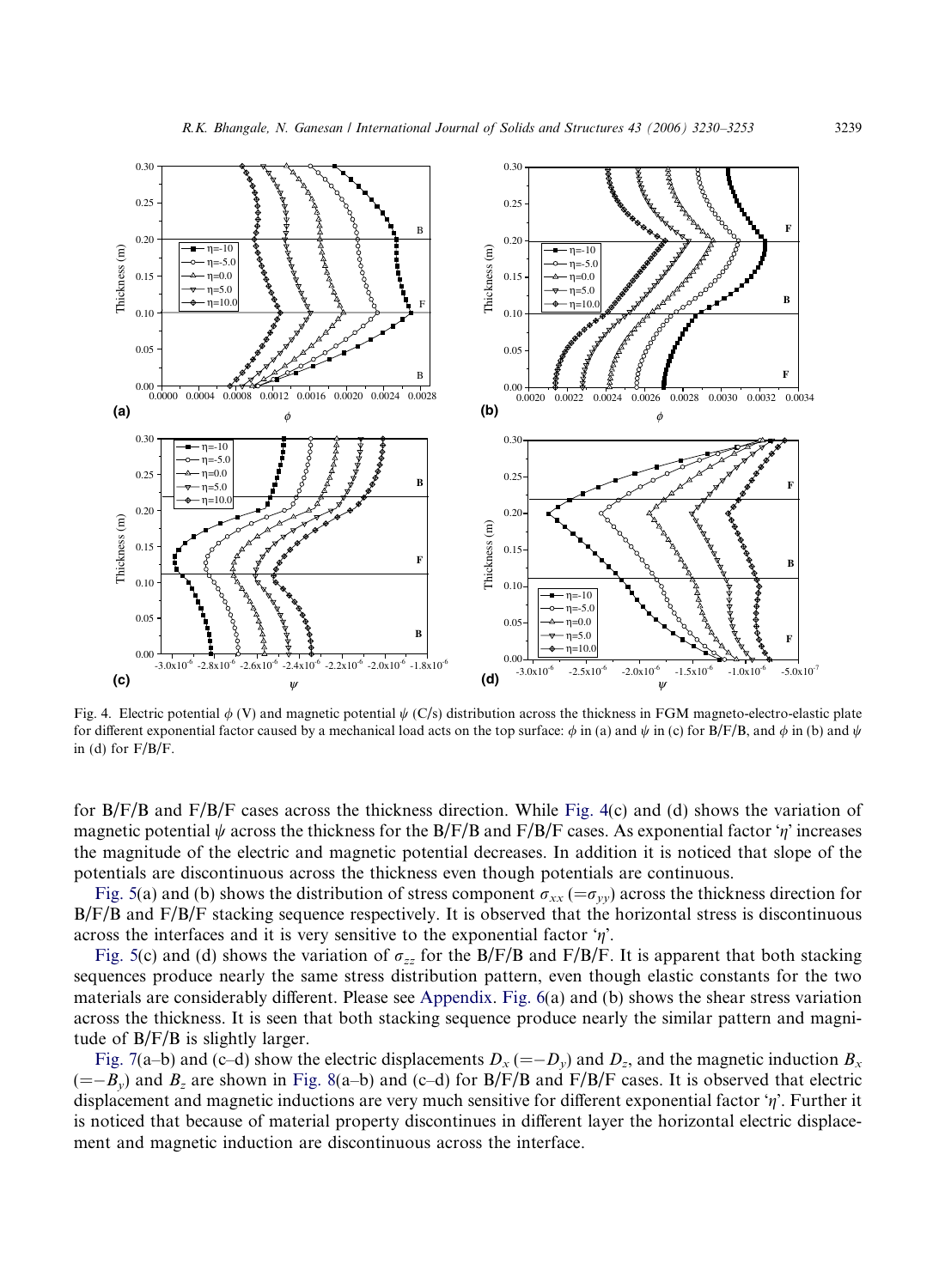Fig. 4. Electric potential $\phi$ (V) and magnetic potential $\psi$ (C/s) distribution across the thickness in FGM magneto-electro-elastic plate for different exponential factor caused by a mechanical load acts on the top surface: $\phi$ in (a) and $\psi$ in (c) for B/F/B, and $\phi$ in (b) and $\psi$ in (d) for F/B/F.

for B/F/B and F/B/F cases across the thickness direction. While Fig. 4(c) and (d) shows the variation of magnetic potential $\psi$ across the thickness for the B/F/B and F/B/F cases. As exponential factor '$\eta$' increases the magnitude of the electric and magnetic potential decreases. In addition it is noticed that slope of the potentials are discontinuous across the thickness even though potentials are continuous.

Fig. 5(a) and (b) shows the distribution of stress component $\sigma_{xx}$ ($=\sigma_{yy}$) across the thickness direction for B/F/B and F/B/F stacking sequence respectively. It is observed that the horizontal stress is discontinuous across the interfaces and it is very sensitive to the exponential factor '$\eta$'.

Fig. 5(c) and (d) shows the variation of $\sigma_{zz}$ for the B/F/B and F/B/F. It is apparent that both stacking sequences produce nearly the same stress distribution pattern, even though elastic constants for the two materials are considerably different. Please see Appendix. Fig. 6(a) and (b) shows the shear stress variation across the thickness. It is seen that both stacking sequence produce nearly the similar pattern and magnitude of B/F/B is slightly larger.

Fig. 7(a–b) and (c–d) show the electric displacements $D_x$ ($=-D_y$) and $D_z$, and the magnetic induction $B_x$ ($=-B_y$) and $B_z$ are shown in Fig. 8(a–b) and (c–d) for B/F/B and F/B/F cases. It is observed that electric displacement and magnetic inductions are very much sensitive for different exponential factor '$\eta$'. Further it is noticed that because of material property discontinues in different layer the horizontal electric displacement and magnetic induction are discontinuous across the interface.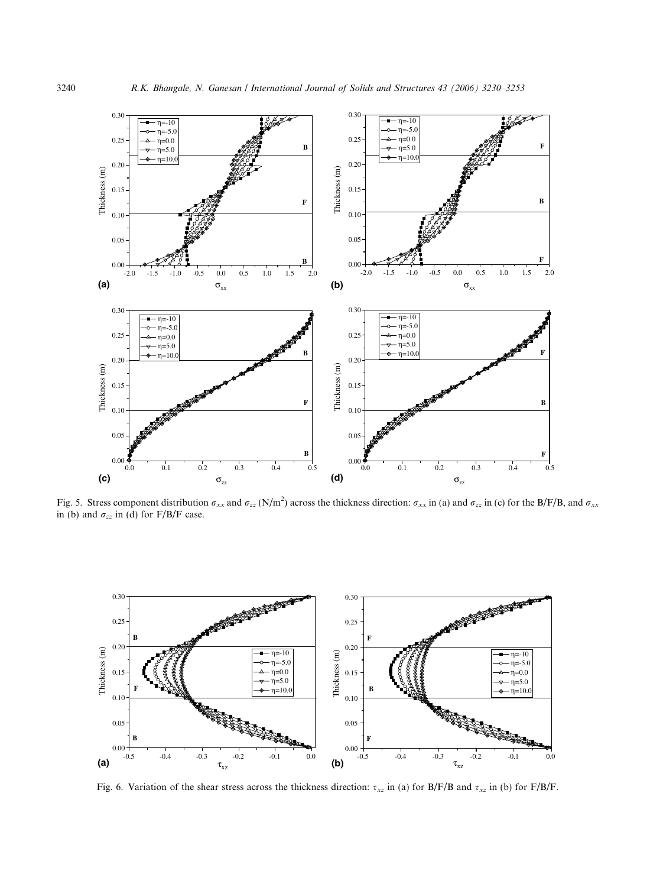Fig. 5. Stress component distribution $\sigma_{xx}$ and $\sigma_{zz}$ (N/m$^2$) across the thickness direction: $\sigma_{xx}$ in (a) and $\sigma_{zz}$ in (c) for the B/F/B, and $\sigma_{xx}$ in (b) and $\sigma_{zz}$ in (d) for F/B/F case.

Fig. 6. Variation of the shear stress across the thickness direction: $\tau_{xz}$ in (a) for B/F/B and $\tau_{xz}$ in (b) for F/B/F.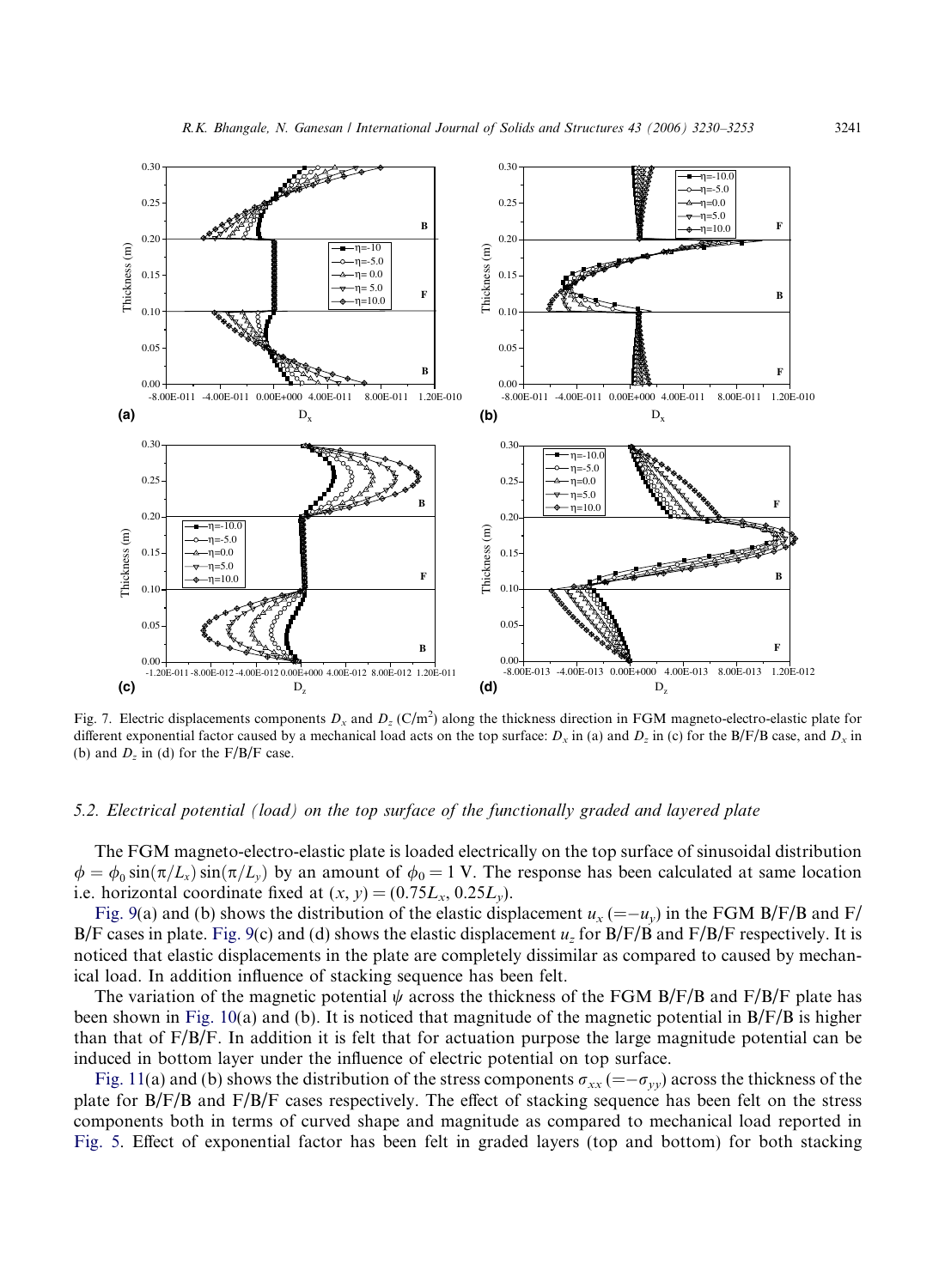Fig. 7. Electric displacements components $D_x$ and $D_z$ (C/m$^2$) along the thickness direction in FGM magneto-electro-elastic plate for different exponential factor caused by a mechanical load acts on the top surface: $D_x$ in (a) and $D_z$ in (c) for the B/F/B case, and $D_x$ in (b) and $D_z$ in (d) for the F/B/F case.

### 5.2. Electrical potential (load) on the top surface of the functionally graded and layered plate

The FGM magneto-electro-elastic plate is loaded electrically on the top surface of sinusoidal distribution $\phi = \phi_0 \sin(\pi/L_x) \sin(\pi/L_y)$ by an amount of $\phi_0 = 1$ V. The response has been calculated at same location i.e. horizontal coordinate fixed at $(x, y) = (0.75L_x, 0.25L_y)$.

Fig. 9(a) and (b) shows the distribution of the elastic displacement $u_x$ $(=-u_y)$ in the FGM B/F/B and F/B/F cases in plate. Fig. 9(c) and (d) shows the elastic displacement $u_z$ for B/F/B and F/B/F respectively. It is noticed that elastic displacements in the plate are completely dissimilar as compared to caused by mechanical load. In addition influence of stacking sequence has been felt.

The variation of the magnetic potential $\psi$ across the thickness of the FGM B/F/B and F/B/F plate has been shown in Fig. 10(a) and (b). It is noticed that magnitude of the magnetic potential in B/F/B is higher than that of F/B/F. In addition it is felt that for actuation purpose the large magnitude potential can be induced in bottom layer under the influence of electric potential on top surface.

Fig. 11(a) and (b) shows the distribution of the stress components $\sigma_{xx}$ $(=-\sigma_{yy})$ across the thickness of the plate for B/F/B and F/B/F cases respectively. The effect of stacking sequence has been felt on the stress components both in terms of curved shape and magnitude as compared to mechanical load reported in Fig. 5. Effect of exponential factor has been felt in graded layers (top and bottom) for both stacking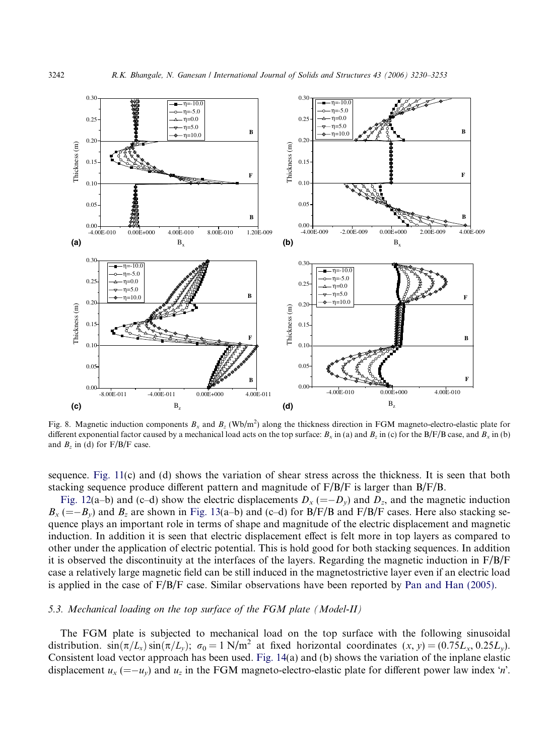Fig. 8. Magnetic induction components $B_x$ and $B_z$ (Wb/m$^2$) along the thickness direction in FGM magneto-electro-elastic plate for different exponential factor caused by a mechanical load acts on the top surface: $B_x$ in (a) and $B_z$ in (c) for the B/F/B case, and $B_x$ in (b) and $B_z$ in (d) for F/B/F case.

sequence. Fig. 11(c) and (d) shows the variation of shear stress across the thickness. It is seen that both stacking sequence produce different pattern and magnitude of F/B/F is larger than B/F/B.

Fig. 12(a–b) and (c–d) show the electric displacements $D_x$ ($=-D_y$) and $D_z$, and the magnetic induction $B_x$ ($=-B_y$) and $B_z$ are shown in Fig. 13(a–b) and (c–d) for B/F/B and F/B/F cases. Here also stacking sequence plays an important role in terms of shape and magnitude of the electric displacement and magnetic induction. In addition it is seen that electric displacement effect is felt more in top layers as compared to other under the application of electric potential. This is hold good for both stacking sequences. In addition it is observed the discontinuity at the interfaces of the layers. Regarding the magnetic induction in F/B/F case a relatively large magnetic field can be still induced in the magnetostrictive layer even if an electric load is applied in the case of F/B/F case. Similar observations have been reported by Pan and Han (2005).

### 5.3. Mechanical loading on the top surface of the FGM plate (Model-II)

The FGM plate is subjected to mechanical load on the top surface with the following sinusoidal distribution. $\sin(\pi/L_x)\sin(\pi/L_y)$; $\sigma_0 = 1$ N/m$^2$ at fixed horizontal coordinates $(x, y) = (0.75L_x, 0.25L_y)$. Consistent load vector approach has been used. Fig. 14(a) and (b) shows the variation of the inplane elastic displacement $u_x$ ($=-u_y$) and $u_z$ in the FGM magneto-electro-elastic plate for different power law index '$n$'.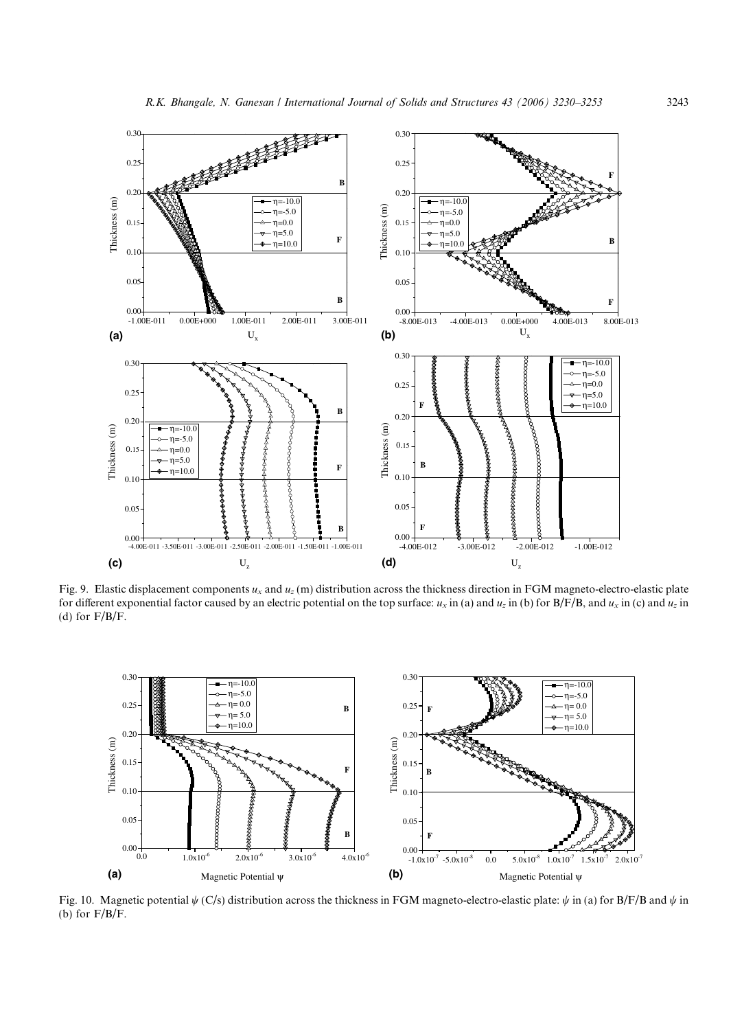Fig. 9. Elastic displacement components $u_x$ and $u_z$ (m) distribution across the thickness direction in FGM magneto-electro-elastic plate for different exponential factor caused by an electric potential on the top surface: $u_x$ in (a) and $u_z$ in (b) for B/F/B, and $u_x$ in (c) and $u_z$ in (d) for F/B/F.

Fig. 10. Magnetic potential $\psi$ (C/s) distribution across the thickness in FGM magneto-electro-elastic plate: $\psi$ in (a) for B/F/B and $\psi$ in (b) for F/B/F.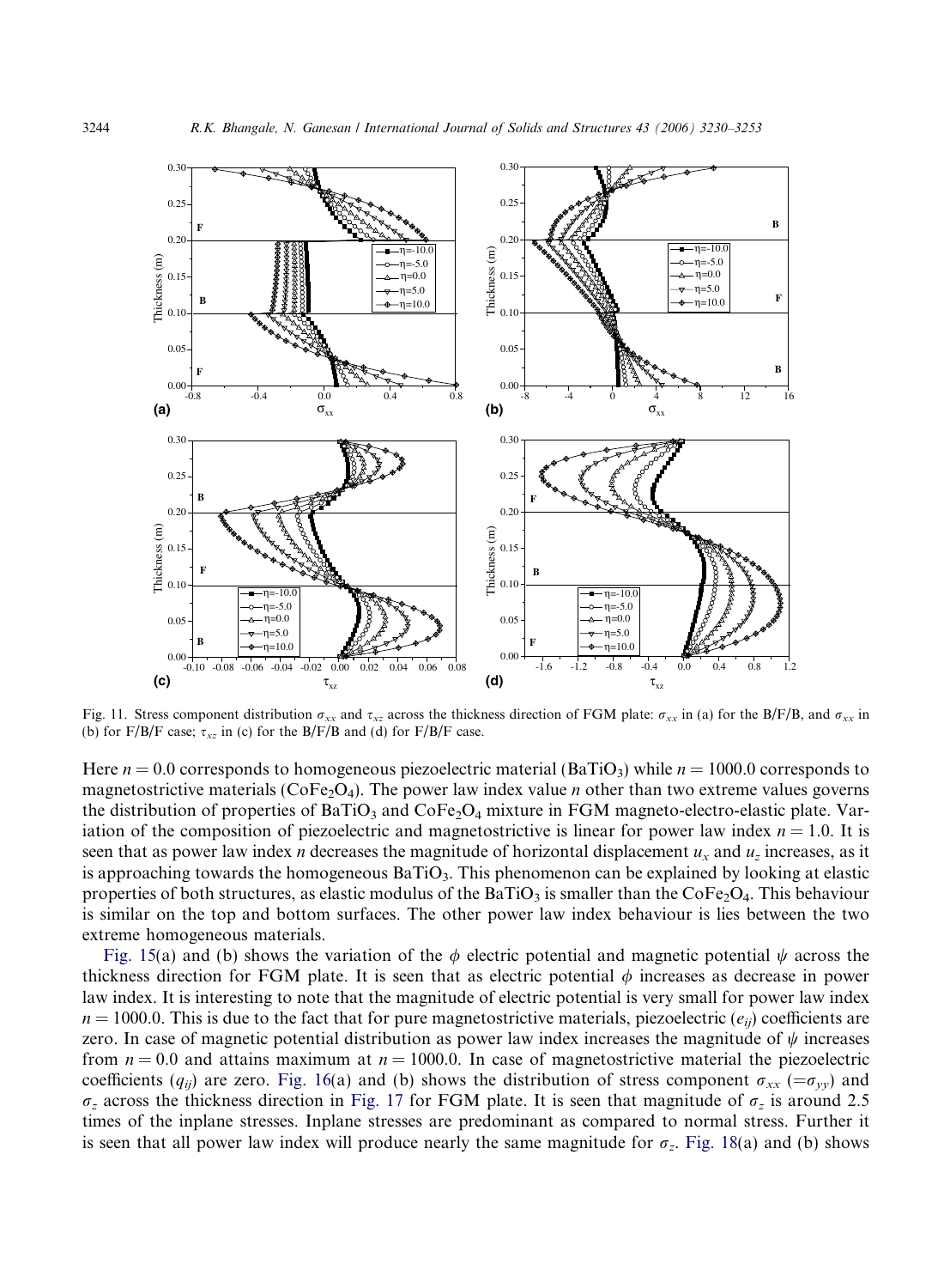Fig. 11. Stress component distribution $\sigma_{xx}$ and $\tau_{xz}$ across the thickness direction of FGM plate: $\sigma_{xx}$ in (a) for the B/F/B, and $\sigma_{xx}$ in (b) for F/B/F case; $\tau_{xz}$ in (c) for the B/F/B and (d) for F/B/F case.

Here $n = 0.0$ corresponds to homogeneous piezoelectric material ($BaTiO_3$) while $n = 1000.0$ corresponds to magnetostrictive materials ($CoFe_2O_4$). The power law index value $n$ other than two extreme values governs the distribution of properties of $BaTiO_3$ and $CoFe_2O_4$ mixture in FGM magneto-electro-elastic plate. Variation of the composition of piezoelectric and magnetostrictive is linear for power law index $n = 1.0$. It is seen that as power law index $n$ decreases the magnitude of horizontal displacement $u_x$ and $u_z$ increases, as it is approaching towards the homogeneous $BaTiO_3$. This phenomenon can be explained by looking at elastic properties of both structures, as elastic modulus of the $BaTiO_3$ is smaller than the $CoFe_2O_4$. This behaviour is similar on the top and bottom surfaces. The other power law index behaviour is lies between the two extreme homogeneous materials.

Fig. 15(a) and (b) shows the variation of the $\phi$ electric potential and magnetic potential $\psi$ across the thickness direction for FGM plate. It is seen that as electric potential $\phi$ increases as decrease in power law index. It is interesting to note that the magnitude of electric potential is very small for power law index $n = 1000.0$. This is due to the fact that for pure magnetostrictive materials, piezoelectric ($e_{ij}$) coefficients are zero. In case of magnetic potential distribution as power law index increases the magnitude of $\psi$ increases from $n = 0.0$ and attains maximum at $n = 1000.0$. In case of magnetostrictive material the piezoelectric coefficients ($q_{ij}$) are zero. Fig. 16(a) and (b) shows the distribution of stress component $\sigma_{xx}$ ($=\sigma_{yy}$) and $\sigma_z$ across the thickness direction in Fig. 17 for FGM plate. It is seen that magnitude of $\sigma_z$ is around 2.5 times of the inplane stresses. Inplane stresses are predominant as compared to normal stress. Further it is seen that all power law index will produce nearly the same magnitude for $\sigma_z$. Fig. 18(a) and (b) shows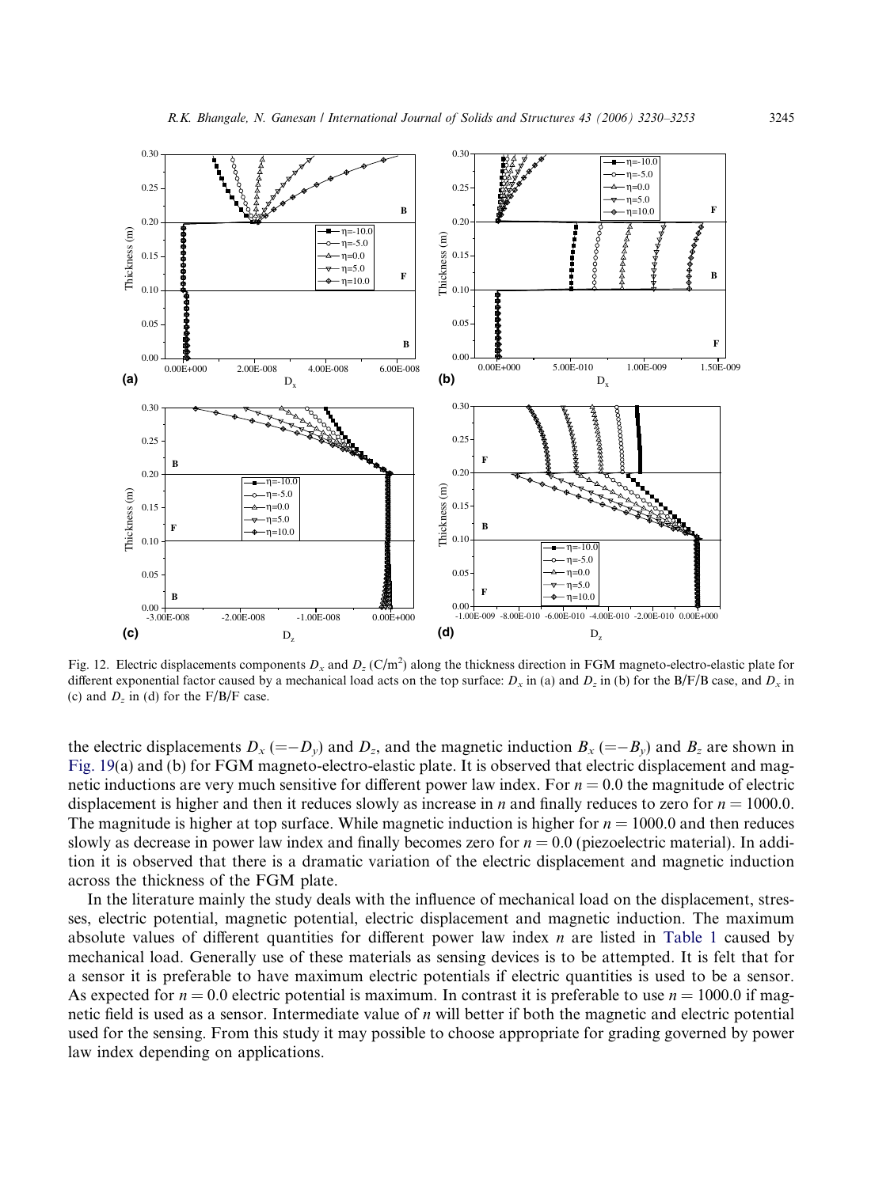Fig. 12. Electric displacements components $D_x$ and $D_z$ (C/m$^2$) along the thickness direction in FGM magneto-electro-elastic plate for different exponential factor caused by a mechanical load acts on the top surface: $D_x$ in (a) and $D_z$ in (b) for the B/F/B case, and $D_x$ in (c) and $D_z$ in (d) for the F/B/F case.

the electric displacements $D_x$ ($=-D_y$) and $D_z$, and the magnetic induction $B_x$ ($=-B_y$) and $B_z$ are shown in Fig. 19(a) and (b) for FGM magneto-electro-elastic plate. It is observed that electric displacement and magnetic inductions are very much sensitive for different power law index. For $n = 0.0$ the magnitude of electric displacement is higher and then it reduces slowly as increase in $n$ and finally reduces to zero for $n = 1000.0$. The magnitude is higher at top surface. While magnetic induction is higher for $n = 1000.0$ and then reduces slowly as decrease in power law index and finally becomes zero for $n = 0.0$ (piezoelectric material). In addition it is observed that there is a dramatic variation of the electric displacement and magnetic induction across the thickness of the FGM plate.

In the literature mainly the study deals with the influence of mechanical load on the displacement, stresses, electric potential, magnetic potential, electric displacement and magnetic induction. The maximum absolute values of different quantities for different power law index $n$ are listed in Table 1 caused by mechanical load. Generally use of these materials as sensing devices is to be attempted. It is felt that for a sensor it is preferable to have maximum electric potentials if electric quantities is used to be a sensor. As expected for $n = 0.0$ electric potential is maximum. In contrast it is preferable to use $n = 1000.0$ if magnetic field is used as a sensor. Intermediate value of $n$ will better if both the magnetic and electric potential used for the sensing. From this study it may possible to choose appropriate for grading governed by power law index depending on applications.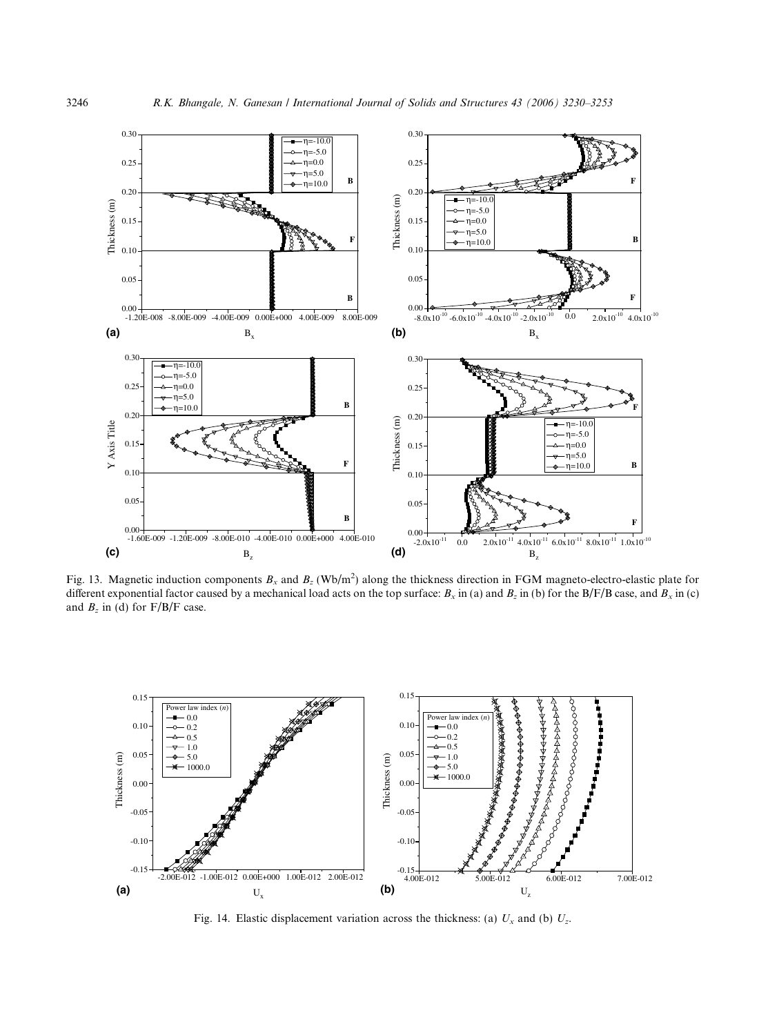Fig. 13. Magnetic induction components $B_x$ and $B_z$ (Wb/m$^2$) along the thickness direction in FGM magneto-electro-elastic plate for different exponential factor caused by a mechanical load acts on the top surface: $B_x$ in (a) and $B_z$ in (b) for the B/F/B case, and $B_x$ in (c) and $B_z$ in (d) for F/B/F case.

Fig. 14. Elastic displacement variation across the thickness: (a) $U_x$ and (b) $U_z$.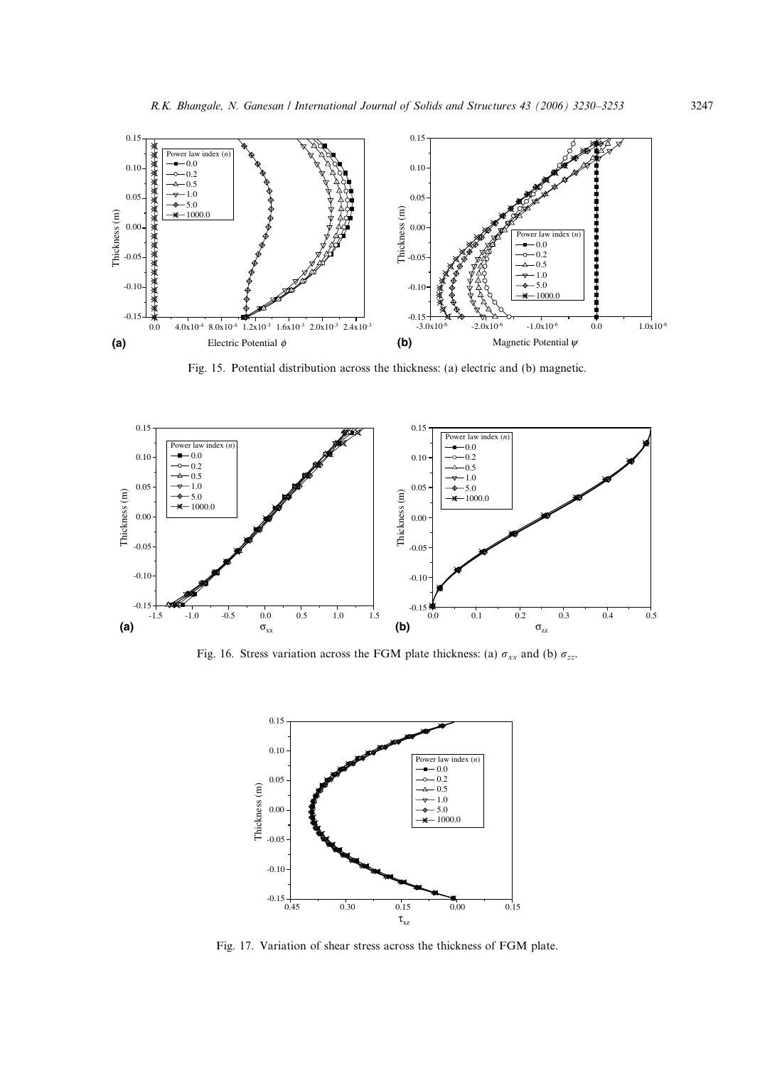Fig. 15. Potential distribution across the thickness: (a) electric and (b) magnetic.

Fig. 16. Stress variation across the FGM plate thickness: (a) $\sigma_{xx}$ and (b) $\sigma_{zz}$.

Fig. 17. Variation of shear stress across the thickness of FGM plate.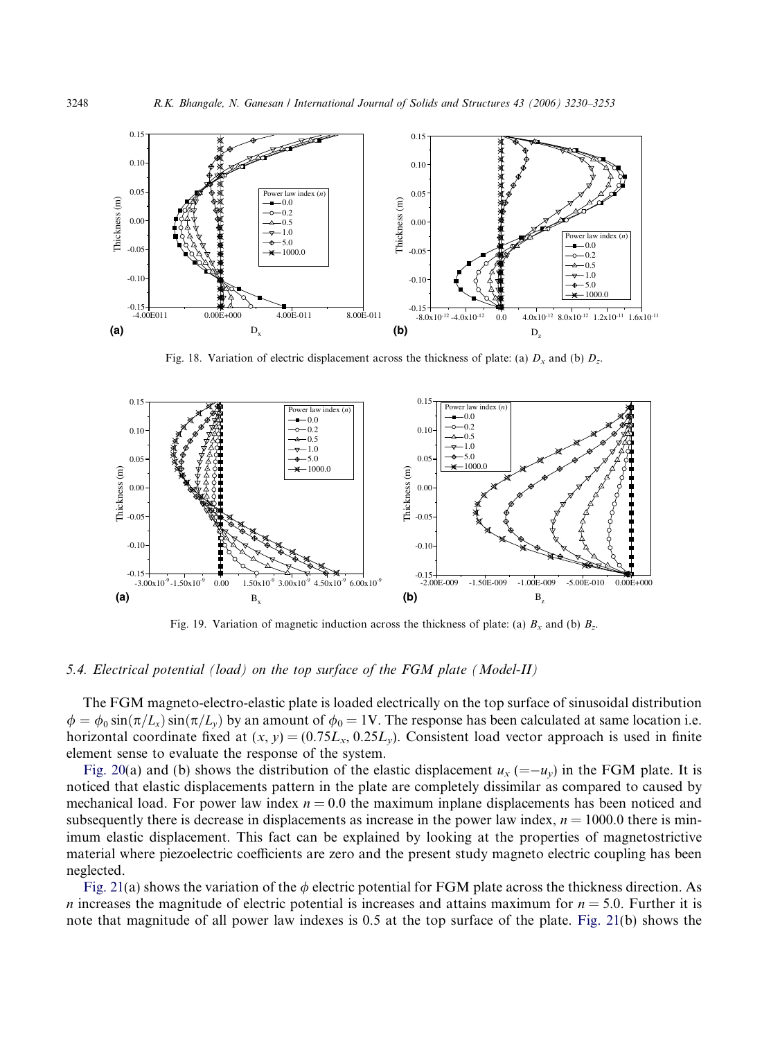Fig. 18. Variation of electric displacement across the thickness of plate: (a) $D_x$ and (b) $D_z$.

Fig. 19. Variation of magnetic induction across the thickness of plate: (a) $B_x$ and (b) $B_z$.

### 5.4. Electrical potential (load) on the top surface of the FGM plate (Model-II)

The FGM magneto-electro-elastic plate is loaded electrically on the top surface of sinusoidal distribution $\phi = \phi_0 \sin(\pi/L_x)\sin(\pi/L_y)$ by an amount of $\phi_0 = 1$V. The response has been calculated at same location i.e. horizontal coordinate fixed at $(x, y) = (0.75L_x, 0.25L_y)$. Consistent load vector approach is used in finite element sense to evaluate the response of the system.

Fig. 20(a) and (b) shows the distribution of the elastic displacement $u_x$ $(=-u_y)$ in the FGM plate. It is noticed that elastic displacements pattern in the plate are completely dissimilar as compared to caused by mechanical load. For power law index $n = 0.0$ the maximum inplane displacements has been noticed and subsequently there is decrease in displacements as increase in the power law index, $n = 1000.0$ there is minimum elastic displacement. This fact can be explained by looking at the properties of magnetostrictive material where piezoelectric coefficients are zero and the present study magneto electric coupling has been neglected.

Fig. 21(a) shows the variation of the $\phi$ electric potential for FGM plate across the thickness direction. As $n$ increases the magnitude of electric potential is increases and attains maximum for $n = 5.0$. Further it is note that magnitude of all power law indexes is 0.5 at the top surface of the plate. Fig. 21(b) shows the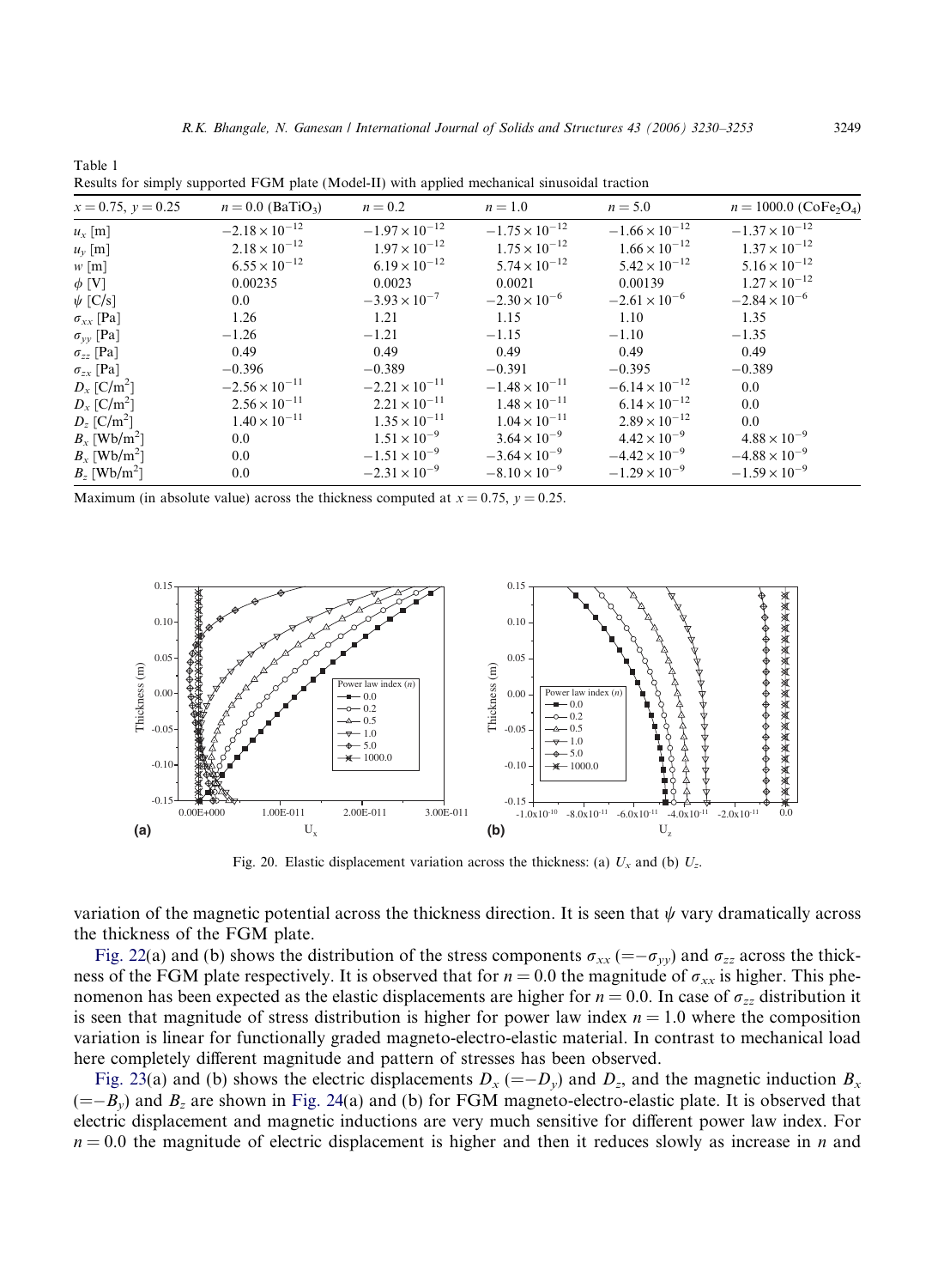Table 1
Results for simply supported FGM plate (Model-II) with applied mechanical sinusoidal traction

| $x = 0.75$, $y = 0.25$ | $n = 0.0$ ($BaTiO_3$) | $n = 0.2$ | $n = 1.0$ | $n = 5.0$ | $n = 1000.0$ ($CoFe_2O_4$) |
|---|---|---|---|---|---|
| $u_x$ [m] | $-2.18 \times 10^{-12}$ | $-1.97 \times 10^{-12}$ | $-1.75 \times 10^{-12}$ | $-1.66 \times 10^{-12}$ | $-1.37 \times 10^{-12}$ |
| $u_y$ [m] | $2.18 \times 10^{-12}$ | $1.97 \times 10^{-12}$ | $1.75 \times 10^{-12}$ | $1.66 \times 10^{-12}$ | $1.37 \times 10^{-12}$ |
| $w$ [m] | $6.55 \times 10^{-12}$ | $6.19 \times 10^{-12}$ | $5.74 \times 10^{-12}$ | $5.42 \times 10^{-12}$ | $5.16 \times 10^{-12}$ |
| $\phi$ [V] | 0.00235 | 0.0023 | 0.0021 | 0.00139 | $1.27 \times 10^{-12}$ |
| $\psi$ [C/s] | 0.0 | $-3.93 \times 10^{-7}$ | $-2.30 \times 10^{-6}$ | $-2.61 \times 10^{-6}$ | $-2.84 \times 10^{-6}$ |
| $\sigma_{xx}$ [Pa] | 1.26 | 1.21 | 1.15 | 1.10 | 1.35 |
| $\sigma_{yy}$ [Pa] | −1.26 | −1.21 | −1.15 | −1.10 | −1.35 |
| $\sigma_{zz}$ [Pa] | 0.49 | 0.49 | 0.49 | 0.49 | 0.49 |
| $\sigma_{zx}$ [Pa] | −0.396 | −0.389 | −0.391 | −0.395 | −0.389 |
| $D_x$ [C/m$^2$] | $-2.56 \times 10^{-11}$ | $-2.21 \times 10^{-11}$ | $-1.48 \times 10^{-11}$ | $-6.14 \times 10^{-12}$ | 0.0 |
| $D_x$ [C/m$^2$] | $2.56 \times 10^{-11}$ | $2.21 \times 10^{-11}$ | $1.48 \times 10^{-11}$ | $6.14 \times 10^{-12}$ | 0.0 |
| $D_z$ [C/m$^2$] | $1.40 \times 10^{-11}$ | $1.35 \times 10^{-11}$ | $1.04 \times 10^{-11}$ | $2.89 \times 10^{-12}$ | 0.0 |
| $B_x$ [Wb/m$^2$] | 0.0 | $1.51 \times 10^{-9}$ | $3.64 \times 10^{-9}$ | $4.42 \times 10^{-9}$ | $4.88 \times 10^{-9}$ |
| $B_x$ [Wb/m$^2$] | 0.0 | $-1.51 \times 10^{-9}$ | $-3.64 \times 10^{-9}$ | $-4.42 \times 10^{-9}$ | $-4.88 \times 10^{-9}$ |
| $B_z$ [Wb/m$^2$] | 0.0 | $-2.31 \times 10^{-9}$ | $-8.10 \times 10^{-9}$ | $-1.29 \times 10^{-9}$ | $-1.59 \times 10^{-9}$ |

Maximum (in absolute value) across the thickness computed at $x = 0.75$, $y = 0.25$.

Fig. 20. Elastic displacement variation across the thickness: (a) $U_x$ and (b) $U_z$.

variation of the magnetic potential across the thickness direction. It is seen that $\psi$ vary dramatically across the thickness of the FGM plate.

Fig. 22(a) and (b) shows the distribution of the stress components $\sigma_{xx}$ ($=-\sigma_{yy}$) and $\sigma_{zz}$ across the thickness of the FGM plate respectively. It is observed that for $n = 0.0$ the magnitude of $\sigma_{xx}$ is higher. This phenomenon has been expected as the elastic displacements are higher for $n = 0.0$. In case of $\sigma_{zz}$ distribution it is seen that magnitude of stress distribution is higher for power law index $n = 1.0$ where the composition variation is linear for functionally graded magneto-electro-elastic material. In contrast to mechanical load here completely different magnitude and pattern of stresses has been observed.

Fig. 23(a) and (b) shows the electric displacements $D_x$ ($=-D_y$) and $D_z$, and the magnetic induction $B_x$ ($=-B_y$) and $B_z$ are shown in Fig. 24(a) and (b) for FGM magneto-electro-elastic plate. It is observed that electric displacement and magnetic inductions are very much sensitive for different power law index. For $n = 0.0$ the magnitude of electric displacement is higher and then it reduces slowly as increase in $n$ and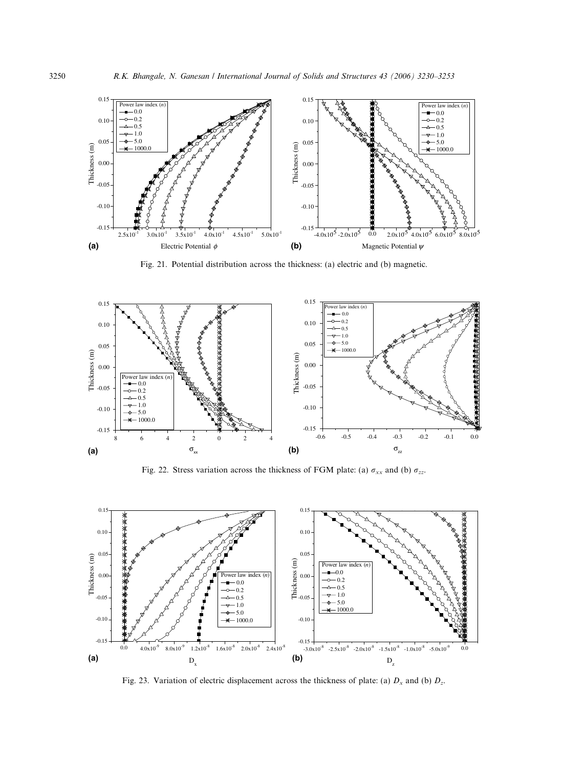Fig. 21. Potential distribution across the thickness: (a) electric and (b) magnetic.

Fig. 22. Stress variation across the thickness of FGM plate: (a) $\sigma_{xx}$ and (b) $\sigma_{zz}$.

Fig. 23. Variation of electric displacement across the thickness of plate: (a) $D_x$ and (b) $D_z$.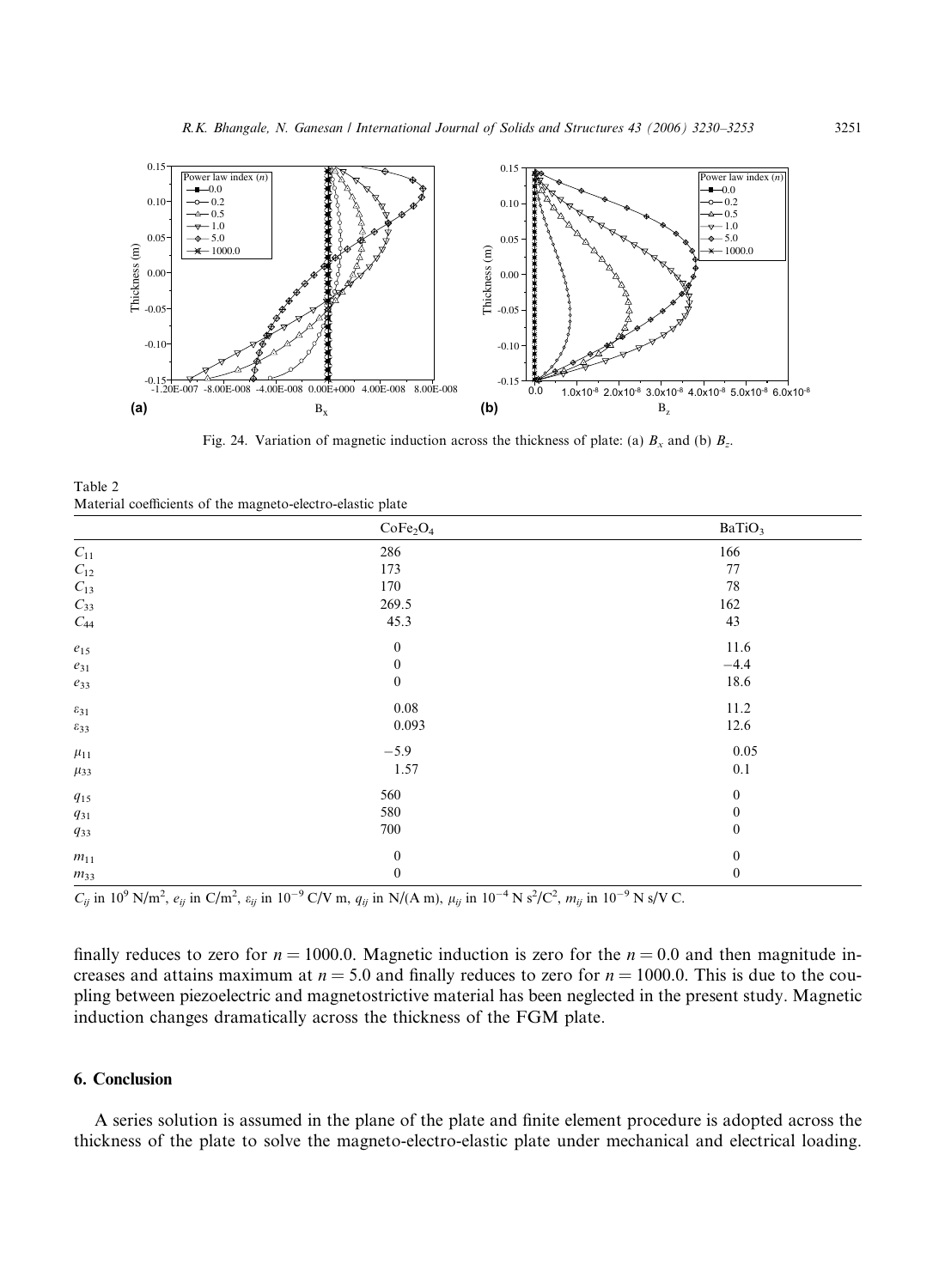Fig. 24. Variation of magnetic induction across the thickness of plate: (a) $B_x$ and (b) $B_z$.

Table 2
Material coefficients of the magneto-electro-elastic plate

| | $CoFe_2O_4$ | $BaTiO_3$ |
|---|---|---|
| $C_{11}$ | 286 | 166 |
| $C_{12}$ | 173 | 77 |
| $C_{13}$ | 170 | 78 |
| $C_{33}$ | 269.5 | 162 |
| $C_{44}$ | 45.3 | 43 |
| $e_{15}$ | 0 | 11.6 |
| $e_{31}$ | 0 | −4.4 |
| $e_{33}$ | 0 | 18.6 |
| $\varepsilon_{31}$ | 0.08 | 11.2 |
| $\varepsilon_{33}$ | 0.093 | 12.6 |
| $\mu_{11}$ | −5.9 | 0.05 |
| $\mu_{33}$ | 1.57 | 0.1 |
| $q_{15}$ | 560 | 0 |
| $q_{31}$ | 580 | 0 |
| $q_{33}$ | 700 | 0 |
| $m_{11}$ | 0 | 0 |
| $m_{33}$ | 0 | 0 |

$C_{ij}$ in $10^9$ N/m$^2$, $e_{ij}$ in C/m$^2$, $\varepsilon_{ij}$ in $10^{-9}$ C/V m, $q_{ij}$ in N/(A m), $\mu_{ij}$ in $10^{-4}$ N s$^2$/C$^2$, $m_{ij}$ in $10^{-9}$ N s/V C.

finally reduces to zero for $n = 1000.0$. Magnetic induction is zero for the $n = 0.0$ and then magnitude increases and attains maximum at $n = 5.0$ and finally reduces to zero for $n = 1000.0$. This is due to the coupling between piezoelectric and magnetostrictive material has been neglected in the present study. Magnetic induction changes dramatically across the thickness of the FGM plate.

## 6. Conclusion

A series solution is assumed in the plane of the plate and finite element procedure is adopted across the thickness of the plate to solve the magneto-electro-elastic plate under mechanical and electrical loading.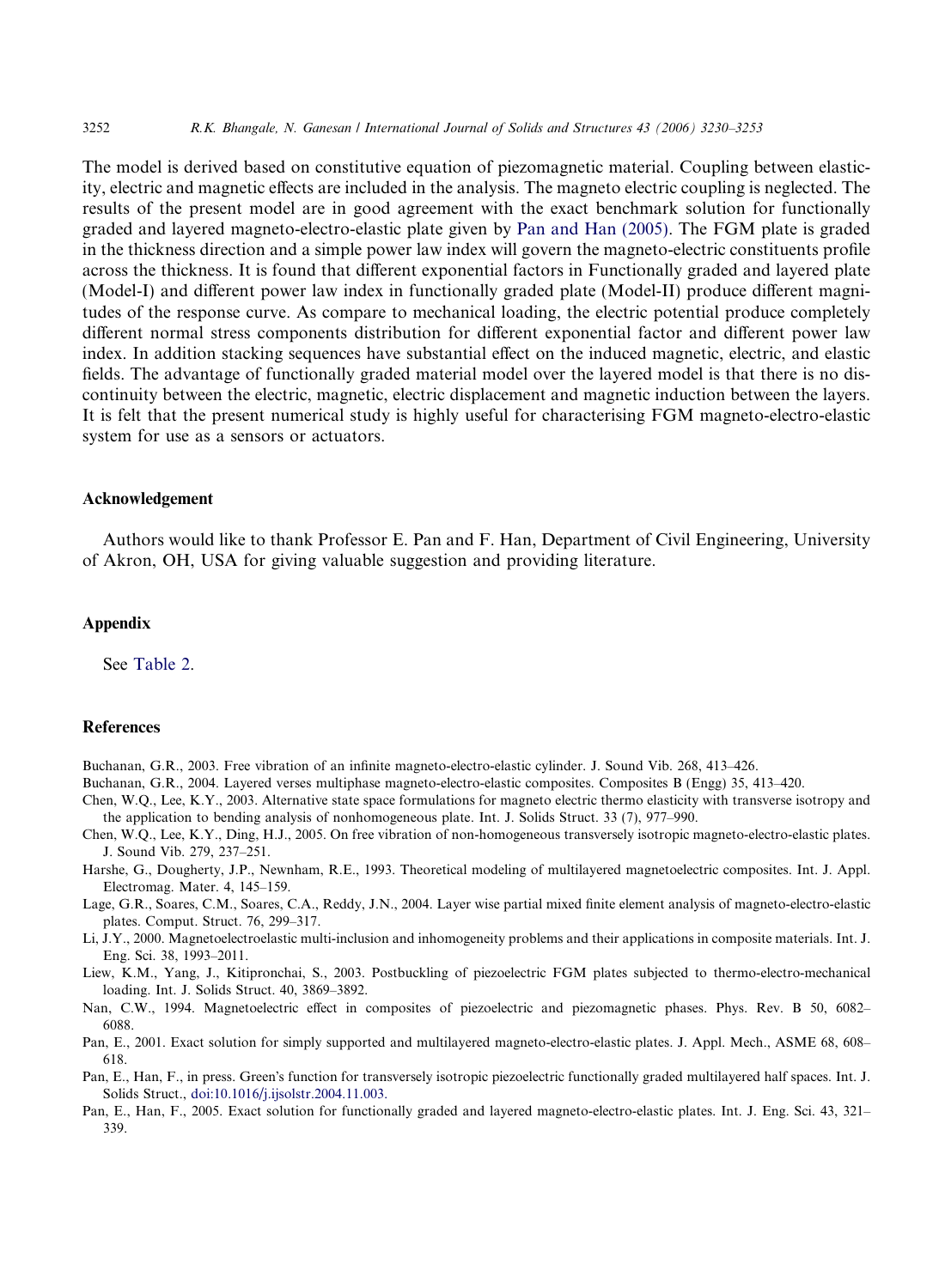The model is derived based on constitutive equation of piezomagnetic material. Coupling between elasticity, electric and magnetic effects are included in the analysis. The magneto electric coupling is neglected. The results of the present model are in good agreement with the exact benchmark solution for functionally graded and layered magneto-electro-elastic plate given by Pan and Han (2005). The FGM plate is graded in the thickness direction and a simple power law index will govern the magneto-electric constituents profile across the thickness. It is found that different exponential factors in Functionally graded and layered plate (Model-I) and different power law index in functionally graded plate (Model-II) produce different magnitudes of the response curve. As compare to mechanical loading, the electric potential produce completely different normal stress components distribution for different exponential factor and different power law index. In addition stacking sequences have substantial effect on the induced magnetic, electric, and elastic fields. The advantage of functionally graded material model over the layered model is that there is no discontinuity between the electric, magnetic, electric displacement and magnetic induction between the layers. It is felt that the present numerical study is highly useful for characterising FGM magneto-electro-elastic system for use as a sensors or actuators.

## Acknowledgement

Authors would like to thank Professor E. Pan and F. Han, Department of Civil Engineering, University of Akron, OH, USA for giving valuable suggestion and providing literature.

## Appendix

See Table 2.

## References

Buchanan, G.R., 2003. Free vibration of an infinite magneto-electro-elastic cylinder. J. Sound Vib. 268, 413–426.

Buchanan, G.R., 2004. Layered verses multiphase magneto-electro-elastic composites. Composites B (Engg) 35, 413–420.

Chen, W.Q., Lee, K.Y., 2003. Alternative state space formulations for magneto electric thermo elasticity with transverse isotropy and the application to bending analysis of nonhomogeneous plate. Int. J. Solids Struct. 33 (7), 977–990.

Chen, W.Q., Lee, K.Y., Ding, H.J., 2005. On free vibration of non-homogeneous transversely isotropic magneto-electro-elastic plates. J. Sound Vib. 279, 237–251.

Harshe, G., Dougherty, J.P., Newnham, R.E., 1993. Theoretical modeling of multilayered magnetoelectric composites. Int. J. Appl. Electromag. Mater. 4, 145–159.

Lage, G.R., Soares, C.M., Soares, C.A., Reddy, J.N., 2004. Layer wise partial mixed finite element analysis of magneto-electro-elastic plates. Comput. Struct. 76, 299–317.

Li, J.Y., 2000. Magnetoelectroelastic multi-inclusion and inhomogeneity problems and their applications in composite materials. Int. J. Eng. Sci. 38, 1993–2011.

Liew, K.M., Yang, J., Kitipronchai, S., 2003. Postbuckling of piezoelectric FGM plates subjected to thermo-electro-mechanical loading. Int. J. Solids Struct. 40, 3869–3892.

Nan, C.W., 1994. Magnetoelectric effect in composites of piezoelectric and piezomagnetic phases. Phys. Rev. B 50, 6082–6088.

Pan, E., 2001. Exact solution for simply supported and multilayered magneto-electro-elastic plates. J. Appl. Mech., ASME 68, 608–618.

Pan, E., Han, F., in press. Green's function for transversely isotropic piezoelectric functionally graded multilayered half spaces. Int. J. Solids Struct., doi:10.1016/j.ijsolstr.2004.11.003.

Pan, E., Han, F., 2005. Exact solution for functionally graded and layered magneto-electro-elastic plates. Int. J. Eng. Sci. 43, 321–339.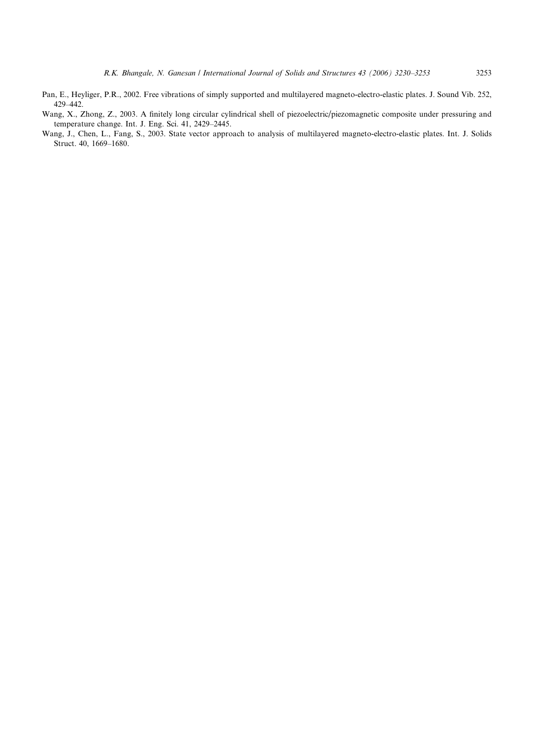Pan, E., Heyliger, P.R., 2002. Free vibrations of simply supported and multilayered magneto-electro-elastic plates. J. Sound Vib. 252, 429–442.

Wang, X., Zhong, Z., 2003. A finitely long circular cylindrical shell of piezoelectric/piezomagnetic composite under pressuring and temperature change. Int. J. Eng. Sci. 41, 2429–2445.

Wang, J., Chen, L., Fang, S., 2003. State vector approach to analysis of multilayered magneto-electro-elastic plates. Int. J. Solids Struct. 40, 1669–1680.